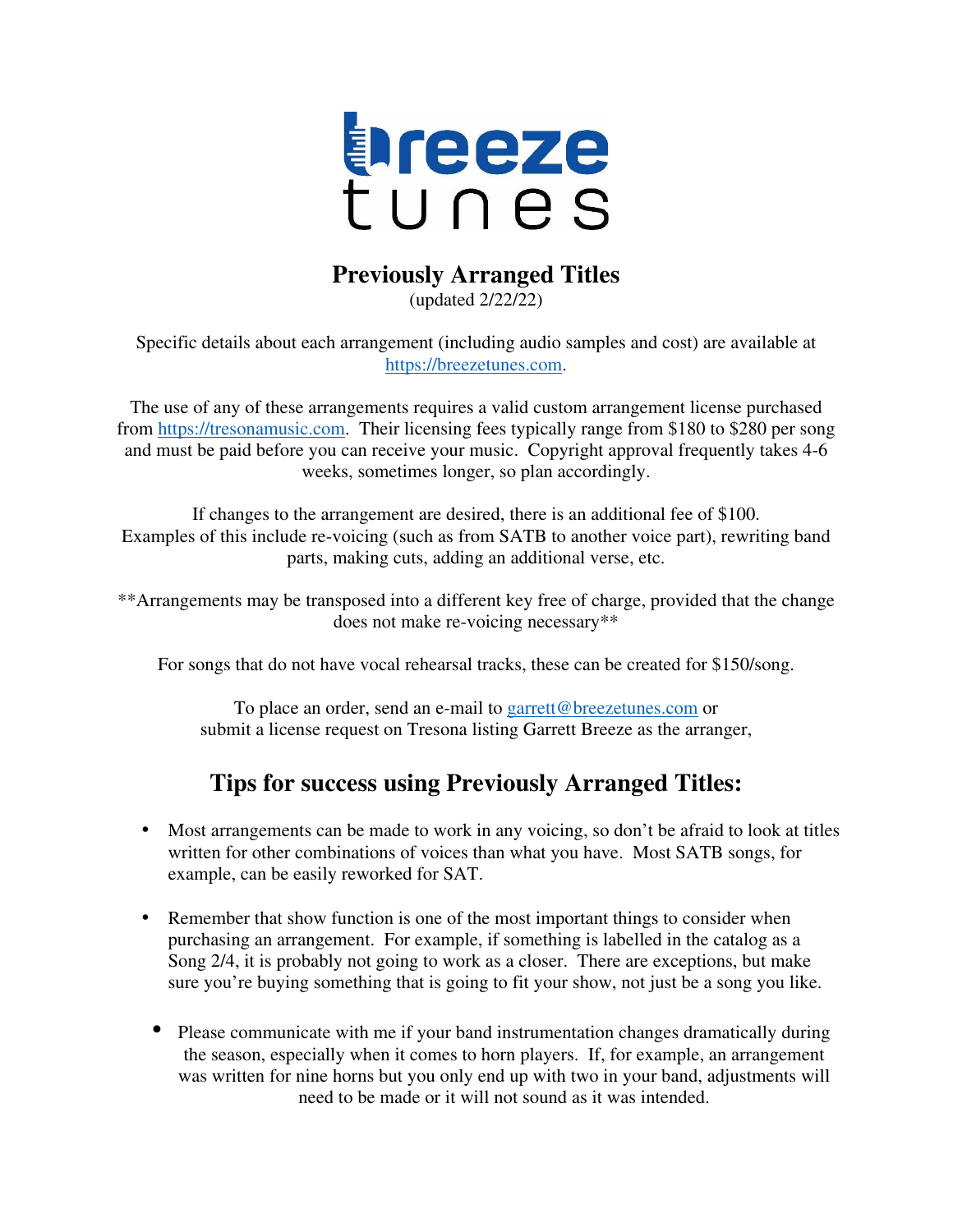breeze tunes

# Previously Arranged Titles

(updated 2/22/22)

Specific details about each arrangement (including audio samples and cost) are available at https://breezetunes.com.

The use of any of these arrangements requires a valid custom arrangement license purchased from https://tresonamusic.com. Their licensing fees typically range from $180 to $280 per song and must be paid before you can receive your music. Copyright approval frequently takes 4-6 weeks, sometimes longer, so plan accordingly.

If changes to the arrangement are desired, there is an additional fee of $100. Examples of this include re-voicing (such as from SATB to another voice part), rewriting band parts, making cuts, adding an additional verse, etc.

**Arrangements may be transposed into a different key free of charge, provided that the change does not make re-voicing necessary**

For songs that do not have vocal rehearsal tracks, these can be created for $150/song.

To place an order, send an e-mail to garrett@breezetunes.com or submit a license request on Tresona listing Garrett Breeze as the arranger,

## Tips for success using Previously Arranged Titles:

- Most arrangements can be made to work in any voicing, so don't be afraid to look at titles written for other combinations of voices than what you have. Most SATB songs, for example, can be easily reworked for SAT.
- Remember that show function is one of the most important things to consider when purchasing an arrangement. For example, if something is labelled in the catalog as a Song 2/4, it is probably not going to work as a closer. There are exceptions, but make sure you're buying something that is going to fit your show, not just be a song you like.
- Please communicate with me if your band instrumentation changes dramatically during the season, especially when it comes to horn players. If, for example, an arrangement was written for nine horns but you only end up with two in your band, adjustments will need to be made or it will not sound as it was intended.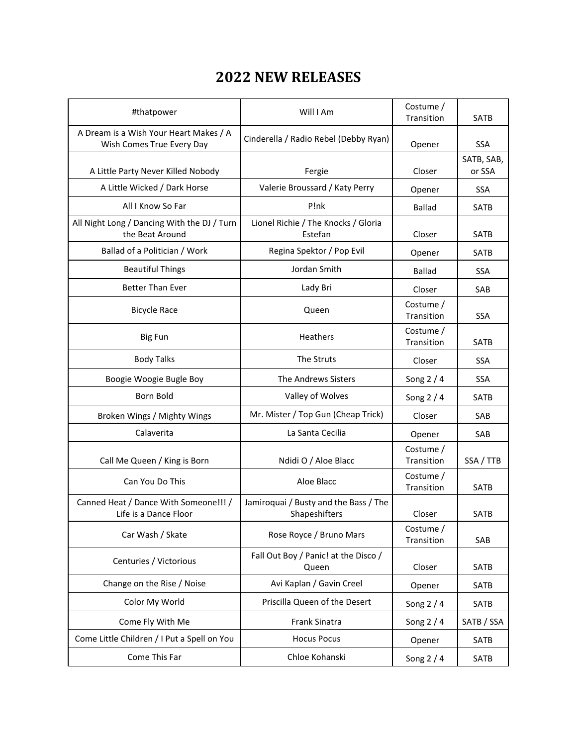# 2022 NEW RELEASES

| | | | |
|---|---|---|---|
| #thatpower | Will I Am | Costume / Transition | SATB |
| A Dream is a Wish Your Heart Makes / A Wish Comes True Every Day | Cinderella / Radio Rebel (Debby Ryan) | Opener | SSA |
| A Little Party Never Killed Nobody | Fergie | Closer | SATB, SAB, or SSA |
| A Little Wicked / Dark Horse | Valerie Broussard / Katy Perry | Opener | SSA |
| All I Know So Far | P!nk | Ballad | SATB |
| All Night Long / Dancing With the DJ / Turn the Beat Around | Lionel Richie / The Knocks / Gloria Estefan | Closer | SATB |
| Ballad of a Politician / Work | Regina Spektor / Pop Evil | Opener | SATB |
| Beautiful Things | Jordan Smith | Ballad | SSA |
| Better Than Ever | Lady Bri | Closer | SAB |
| Bicycle Race | Queen | Costume / Transition | SSA |
| Big Fun | Heathers | Costume / Transition | SATB |
| Body Talks | The Struts | Closer | SSA |
| Boogie Woogie Bugle Boy | The Andrews Sisters | Song 2 / 4 | SSA |
| Born Bold | Valley of Wolves | Song 2 / 4 | SATB |
| Broken Wings / Mighty Wings | Mr. Mister / Top Gun (Cheap Trick) | Closer | SAB |
| Calaverita | La Santa Cecilia | Opener | SAB |
| Call Me Queen / King is Born | Ndidi O / Aloe Blacc | Costume / Transition | SSA / TTB |
| Can You Do This | Aloe Blacc | Costume / Transition | SATB |
| Canned Heat / Dance With Someone!!! / Life is a Dance Floor | Jamiroquai / Busty and the Bass / The Shapeshifters | Closer | SATB |
| Car Wash / Skate | Rose Royce / Bruno Mars | Costume / Transition | SAB |
| Centuries / Victorious | Fall Out Boy / Panic! at the Disco / Queen | Closer | SATB |
| Change on the Rise / Noise | Avi Kaplan / Gavin Creel | Opener | SATB |
| Color My World | Priscilla Queen of the Desert | Song 2 / 4 | SATB |
| Come Fly With Me | Frank Sinatra | Song 2 / 4 | SATB / SSA |
| Come Little Children / I Put a Spell on You | Hocus Pocus | Opener | SATB |
| Come This Far | Chloe Kohanski | Song 2 / 4 | SATB |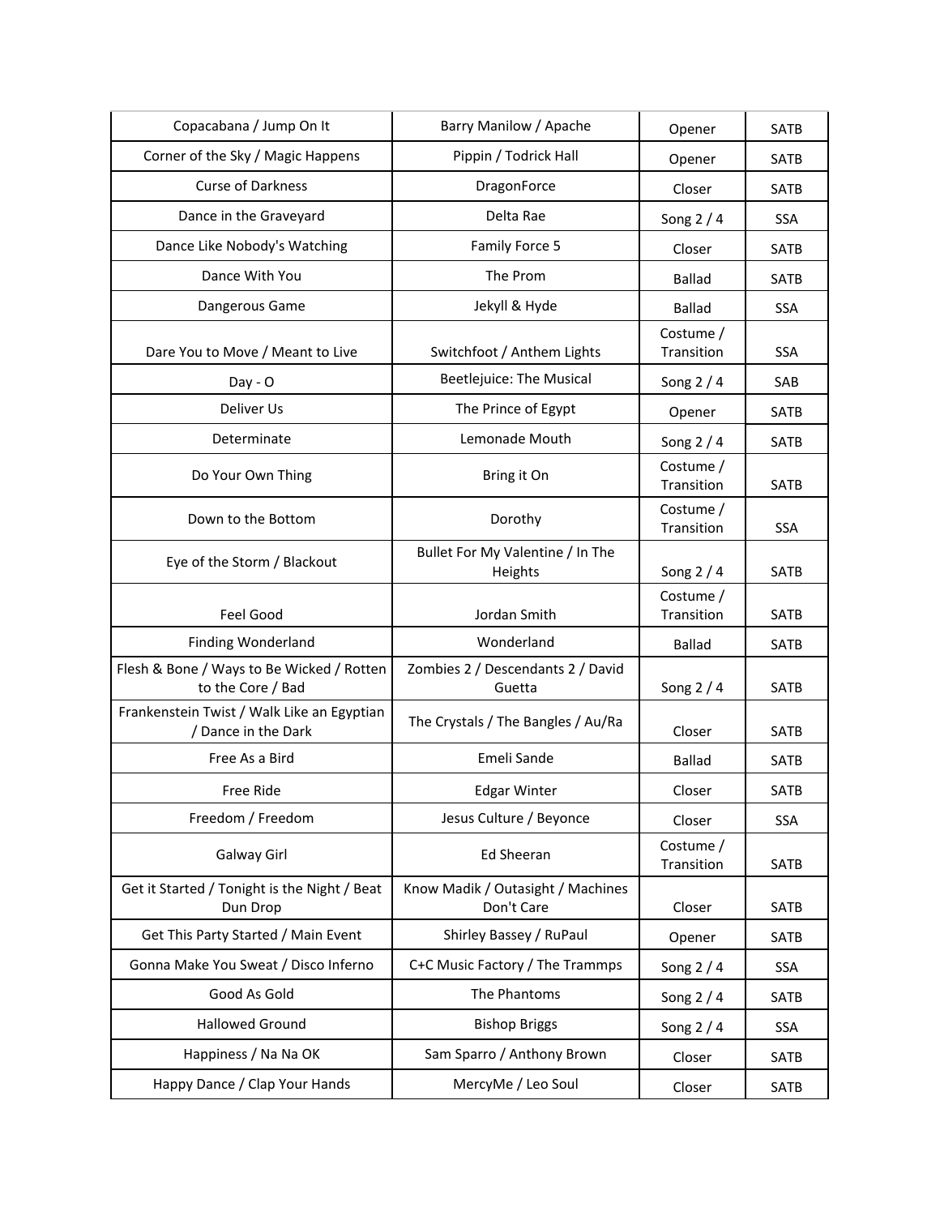| | | | |
|---|---|---|---|
| Copacabana / Jump On It | Barry Manilow / Apache | Opener | SATB |
| Corner of the Sky / Magic Happens | Pippin / Todrick Hall | Opener | SATB |
| Curse of Darkness | DragonForce | Closer | SATB |
| Dance in the Graveyard | Delta Rae | Song 2 / 4 | SSA |
| Dance Like Nobody's Watching | Family Force 5 | Closer | SATB |
| Dance With You | The Prom | Ballad | SATB |
| Dangerous Game | Jekyll & Hyde | Ballad | SSA |
| Dare You to Move / Meant to Live | Switchfoot / Anthem Lights | Costume / Transition | SSA |
| Day - O | Beetlejuice: The Musical | Song 2 / 4 | SAB |
| Deliver Us | The Prince of Egypt | Opener | SATB |
| Determinate | Lemonade Mouth | Song 2 / 4 | SATB |
| Do Your Own Thing | Bring it On | Costume / Transition | SATB |
| Down to the Bottom | Dorothy | Costume / Transition | SSA |
| Eye of the Storm / Blackout | Bullet For My Valentine / In The Heights | Song 2 / 4 | SATB |
| Feel Good | Jordan Smith | Costume / Transition | SATB |
| Finding Wonderland | Wonderland | Ballad | SATB |
| Flesh & Bone / Ways to Be Wicked / Rotten to the Core / Bad | Zombies 2 / Descendants 2 / David Guetta | Song 2 / 4 | SATB |
| Frankenstein Twist / Walk Like an Egyptian / Dance in the Dark | The Crystals / The Bangles / Au/Ra | Closer | SATB |
| Free As a Bird | Emeli Sande | Ballad | SATB |
| Free Ride | Edgar Winter | Closer | SATB |
| Freedom / Freedom | Jesus Culture / Beyonce | Closer | SSA |
| Galway Girl | Ed Sheeran | Costume / Transition | SATB |
| Get it Started / Tonight is the Night / Beat Dun Drop | Know Madik / Outasight / Machines Don't Care | Closer | SATB |
| Get This Party Started / Main Event | Shirley Bassey / RuPaul | Opener | SATB |
| Gonna Make You Sweat / Disco Inferno | C+C Music Factory / The Trammps | Song 2 / 4 | SSA |
| Good As Gold | The Phantoms | Song 2 / 4 | SATB |
| Hallowed Ground | Bishop Briggs | Song 2 / 4 | SSA |
| Happiness / Na Na OK | Sam Sparro / Anthony Brown | Closer | SATB |
| Happy Dance / Clap Your Hands | MercyMe / Leo Soul | Closer | SATB |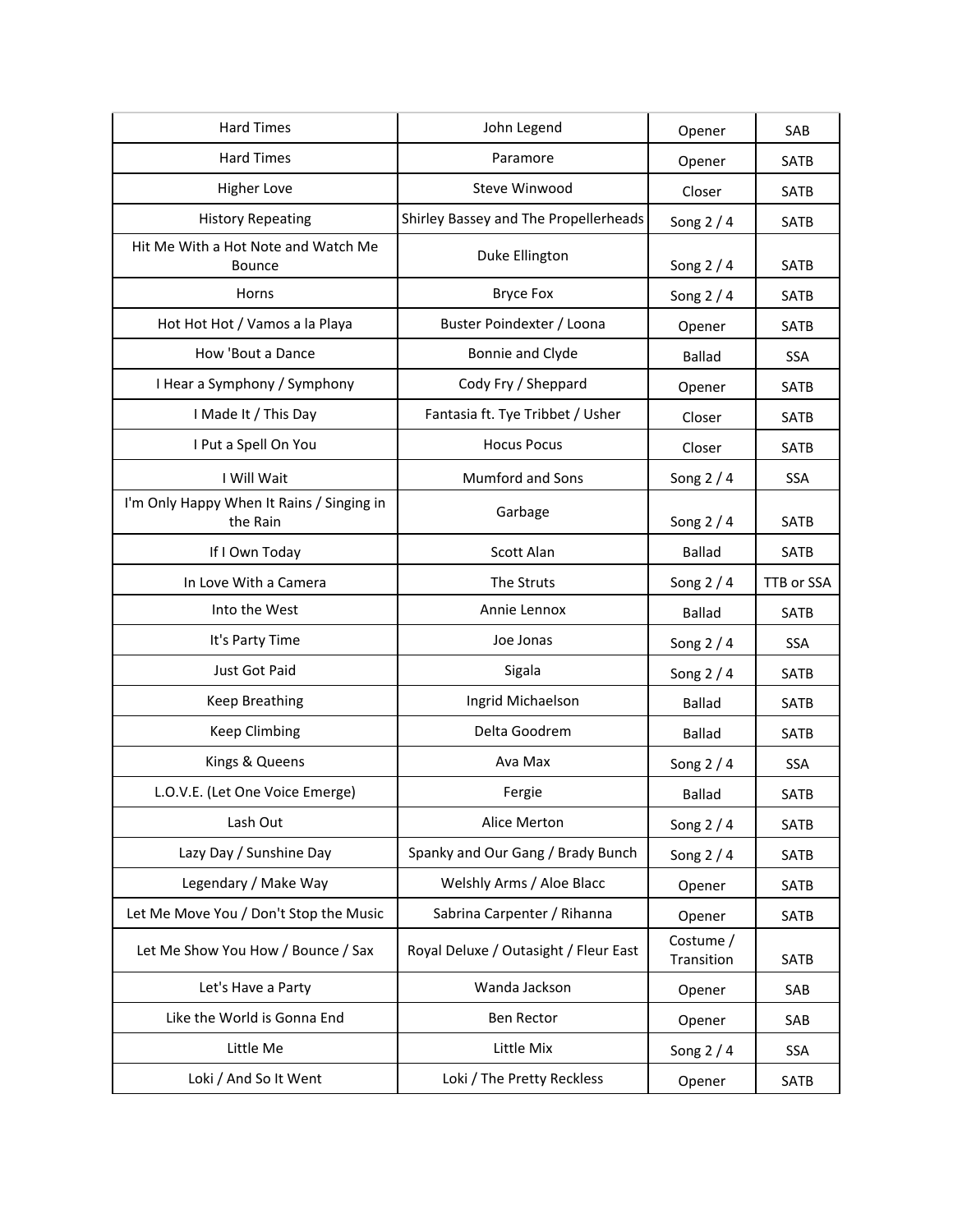| Hard Times | John Legend | Opener | SAB |
|---|---|---|---|
| Hard Times | Paramore | Opener | SATB |
| Higher Love | Steve Winwood | Closer | SATB |
| History Repeating | Shirley Bassey and The Propellerheads | Song 2 / 4 | SATB |
| Hit Me With a Hot Note and Watch Me Bounce | Duke Ellington | Song 2 / 4 | SATB |
| Horns | Bryce Fox | Song 2 / 4 | SATB |
| Hot Hot Hot / Vamos a la Playa | Buster Poindexter / Loona | Opener | SATB |
| How 'Bout a Dance | Bonnie and Clyde | Ballad | SSA |
| I Hear a Symphony / Symphony | Cody Fry / Sheppard | Opener | SATB |
| I Made It / This Day | Fantasia ft. Tye Tribbet / Usher | Closer | SATB |
| I Put a Spell On You | Hocus Pocus | Closer | SATB |
| I Will Wait | Mumford and Sons | Song 2 / 4 | SSA |
| I'm Only Happy When It Rains / Singing in the Rain | Garbage | Song 2 / 4 | SATB |
| If I Own Today | Scott Alan | Ballad | SATB |
| In Love With a Camera | The Struts | Song 2 / 4 | TTB or SSA |
| Into the West | Annie Lennox | Ballad | SATB |
| It's Party Time | Joe Jonas | Song 2 / 4 | SSA |
| Just Got Paid | Sigala | Song 2 / 4 | SATB |
| Keep Breathing | Ingrid Michaelson | Ballad | SATB |
| Keep Climbing | Delta Goodrem | Ballad | SATB |
| Kings & Queens | Ava Max | Song 2 / 4 | SSA |
| L.O.V.E. (Let One Voice Emerge) | Fergie | Ballad | SATB |
| Lash Out | Alice Merton | Song 2 / 4 | SATB |
| Lazy Day / Sunshine Day | Spanky and Our Gang / Brady Bunch | Song 2 / 4 | SATB |
| Legendary / Make Way | Welshly Arms / Aloe Blacc | Opener | SATB |
| Let Me Move You / Don't Stop the Music | Sabrina Carpenter / Rihanna | Opener | SATB |
| Let Me Show You How / Bounce / Sax | Royal Deluxe / Outasight / Fleur East | Costume / Transition | SATB |
| Let's Have a Party | Wanda Jackson | Opener | SAB |
| Like the World is Gonna End | Ben Rector | Opener | SAB |
| Little Me | Little Mix | Song 2 / 4 | SSA |
| Loki / And So It Went | Loki / The Pretty Reckless | Opener | SATB |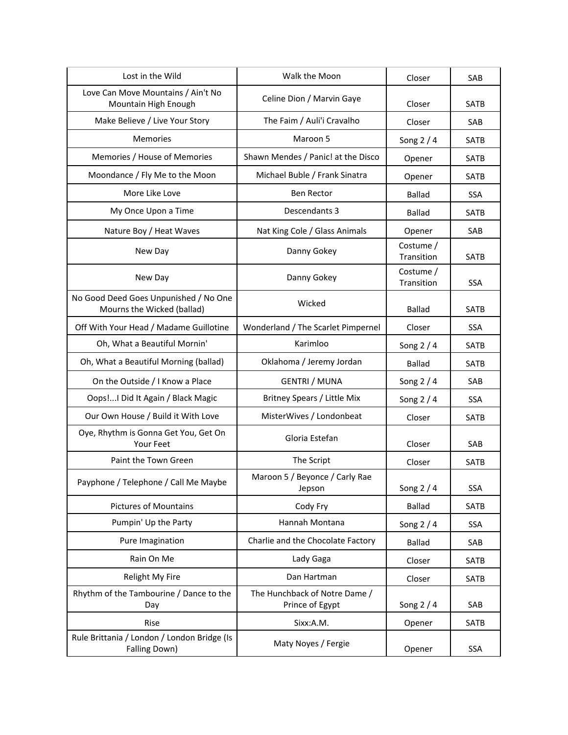| | | | |
|---|---|---|---|
| Lost in the Wild | Walk the Moon | Closer | SAB |
| Love Can Move Mountains / Ain't No Mountain High Enough | Celine Dion / Marvin Gaye | Closer | SATB |
| Make Believe / Live Your Story | The Faim / Auli'i Cravalho | Closer | SAB |
| Memories | Maroon 5 | Song 2 / 4 | SATB |
| Memories / House of Memories | Shawn Mendes / Panic! at the Disco | Opener | SATB |
| Moondance / Fly Me to the Moon | Michael Buble / Frank Sinatra | Opener | SATB |
| More Like Love | Ben Rector | Ballad | SSA |
| My Once Upon a Time | Descendants 3 | Ballad | SATB |
| Nature Boy / Heat Waves | Nat King Cole / Glass Animals | Opener | SAB |
| New Day | Danny Gokey | Costume / Transition | SATB |
| New Day | Danny Gokey | Costume / Transition | SSA |
| No Good Deed Goes Unpunished / No One Mourns the Wicked (ballad) | Wicked | Ballad | SATB |
| Off With Your Head / Madame Guillotine | Wonderland / The Scarlet Pimpernel | Closer | SSA |
| Oh, What a Beautiful Mornin' | Karimloo | Song 2 / 4 | SATB |
| Oh, What a Beautiful Morning (ballad) | Oklahoma / Jeremy Jordan | Ballad | SATB |
| On the Outside / I Know a Place | GENTRI / MUNA | Song 2 / 4 | SAB |
| Oops!...I Did It Again / Black Magic | Britney Spears / Little Mix | Song 2 / 4 | SSA |
| Our Own House / Build it With Love | MisterWives / Londonbeat | Closer | SATB |
| Oye, Rhythm is Gonna Get You, Get On Your Feet | Gloria Estefan | Closer | SAB |
| Paint the Town Green | The Script | Closer | SATB |
| Payphone / Telephone / Call Me Maybe | Maroon 5 / Beyonce / Carly Rae Jepson | Song 2 / 4 | SSA |
| Pictures of Mountains | Cody Fry | Ballad | SATB |
| Pumpin' Up the Party | Hannah Montana | Song 2 / 4 | SSA |
| Pure Imagination | Charlie and the Chocolate Factory | Ballad | SAB |
| Rain On Me | Lady Gaga | Closer | SATB |
| Relight My Fire | Dan Hartman | Closer | SATB |
| Rhythm of the Tambourine / Dance to the Day | The Hunchback of Notre Dame / Prince of Egypt | Song 2 / 4 | SAB |
| Rise | Sixx:A.M. | Opener | SATB |
| Rule Brittania / London / London Bridge (Is Falling Down) | Maty Noyes / Fergie | Opener | SSA |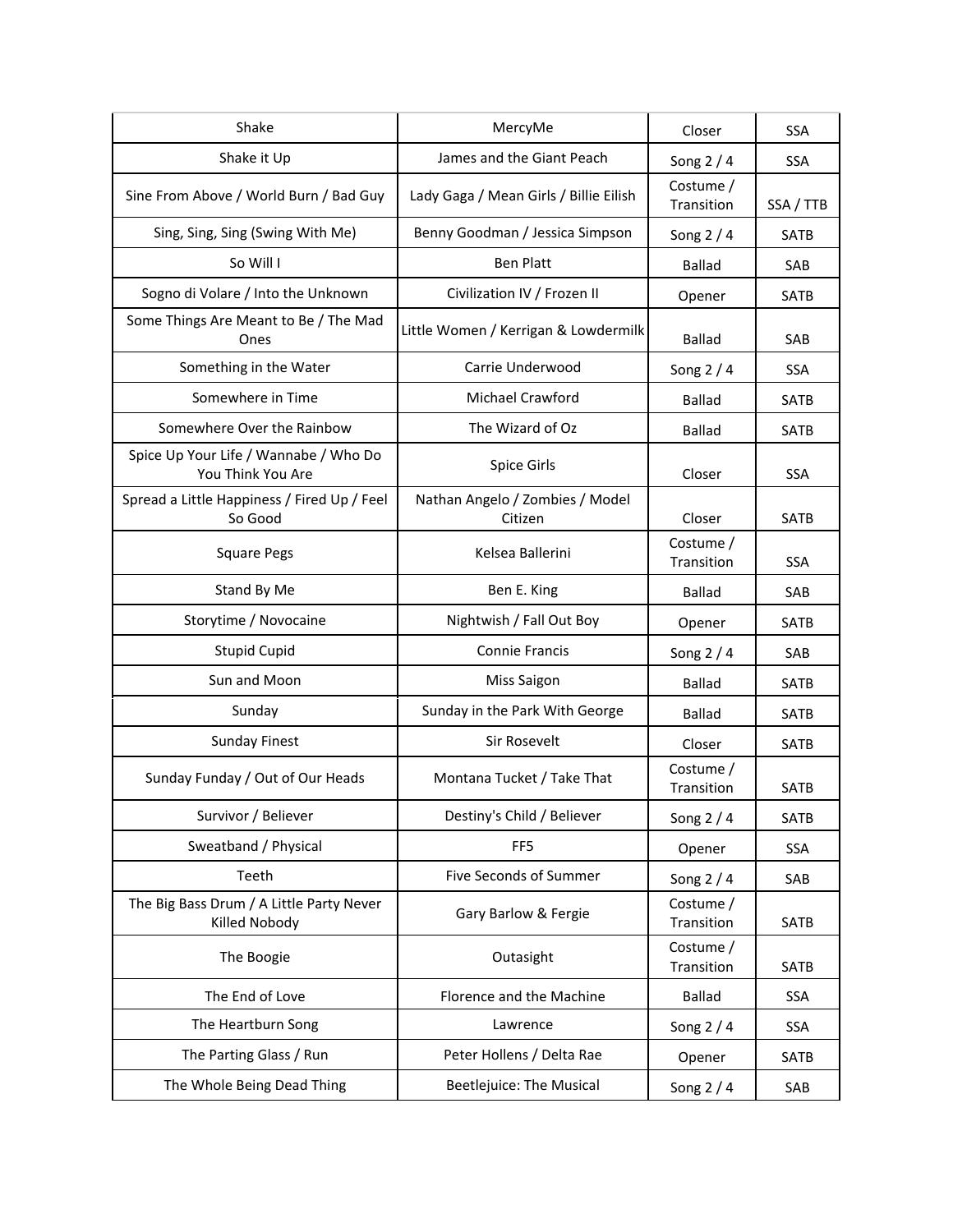| Shake | MercyMe | Closer | SSA |
|---|---|---|---|
| Shake it Up | James and the Giant Peach | Song 2 / 4 | SSA |
| Sine From Above / World Burn / Bad Guy | Lady Gaga / Mean Girls / Billie Eilish | Costume / Transition | SSA / TTB |
| Sing, Sing, Sing (Swing With Me) | Benny Goodman / Jessica Simpson | Song 2 / 4 | SATB |
| So Will I | Ben Platt | Ballad | SAB |
| Sogno di Volare / Into the Unknown | Civilization IV / Frozen II | Opener | SATB |
| Some Things Are Meant to Be / The Mad Ones | Little Women / Kerrigan & Lowdermilk | Ballad | SAB |
| Something in the Water | Carrie Underwood | Song 2 / 4 | SSA |
| Somewhere in Time | Michael Crawford | Ballad | SATB |
| Somewhere Over the Rainbow | The Wizard of Oz | Ballad | SATB |
| Spice Up Your Life / Wannabe / Who Do You Think You Are | Spice Girls | Closer | SSA |
| Spread a Little Happiness / Fired Up / Feel So Good | Nathan Angelo / Zombies / Model Citizen | Closer | SATB |
| Square Pegs | Kelsea Ballerini | Costume / Transition | SSA |
| Stand By Me | Ben E. King | Ballad | SAB |
| Storytime / Novocaine | Nightwish / Fall Out Boy | Opener | SATB |
| Stupid Cupid | Connie Francis | Song 2 / 4 | SAB |
| Sun and Moon | Miss Saigon | Ballad | SATB |
| Sunday | Sunday in the Park With George | Ballad | SATB |
| Sunday Finest | Sir Rosevelt | Closer | SATB |
| Sunday Funday / Out of Our Heads | Montana Tucket / Take That | Costume / Transition | SATB |
| Survivor / Believer | Destiny's Child / Believer | Song 2 / 4 | SATB |
| Sweatband / Physical | FF5 | Opener | SSA |
| Teeth | Five Seconds of Summer | Song 2 / 4 | SAB |
| The Big Bass Drum / A Little Party Never Killed Nobody | Gary Barlow & Fergie | Costume / Transition | SATB |
| The Boogie | Outasight | Costume / Transition | SATB |
| The End of Love | Florence and the Machine | Ballad | SSA |
| The Heartburn Song | Lawrence | Song 2 / 4 | SSA |
| The Parting Glass / Run | Peter Hollens / Delta Rae | Opener | SATB |
| The Whole Being Dead Thing | Beetlejuice: The Musical | Song 2 / 4 | SAB |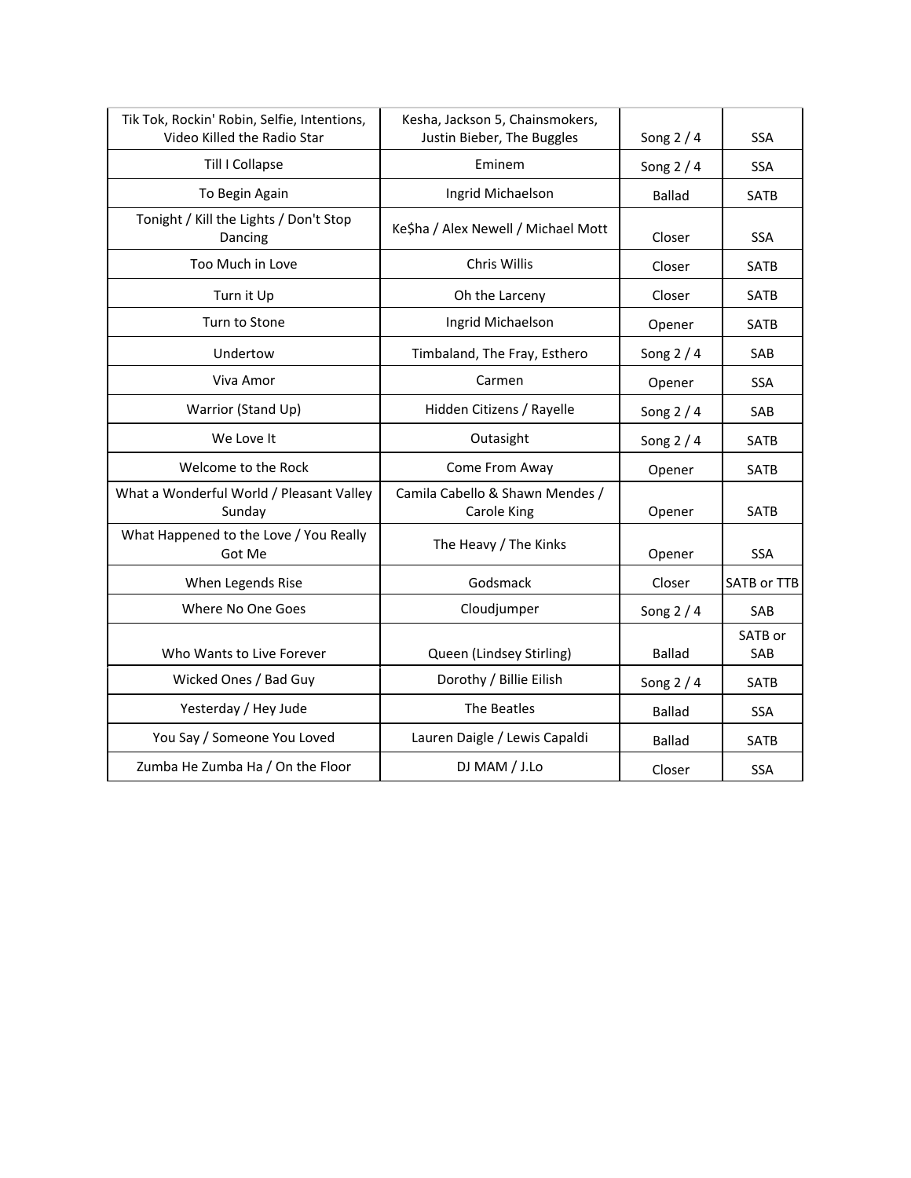| | | | |
|---|---|---|---|
| Tik Tok, Rockin' Robin, Selfie, Intentions, Video Killed the Radio Star | Kesha, Jackson 5, Chainsmokers, Justin Bieber, The Buggles | Song 2 / 4 | SSA |
| Till I Collapse | Eminem | Song 2 / 4 | SSA |
| To Begin Again | Ingrid Michaelson | Ballad | SATB |
| Tonight / Kill the Lights / Don't Stop Dancing | Ke$ha / Alex Newell / Michael Mott | Closer | SSA |
| Too Much in Love | Chris Willis | Closer | SATB |
| Turn it Up | Oh the Larceny | Closer | SATB |
| Turn to Stone | Ingrid Michaelson | Opener | SATB |
| Undertow | Timbaland, The Fray, Esthero | Song 2 / 4 | SAB |
| Viva Amor | Carmen | Opener | SSA |
| Warrior (Stand Up) | Hidden Citizens / Rayelle | Song 2 / 4 | SAB |
| We Love It | Outasight | Song 2 / 4 | SATB |
| Welcome to the Rock | Come From Away | Opener | SATB |
| What a Wonderful World / Pleasant Valley Sunday | Camila Cabello & Shawn Mendes / Carole King | Opener | SATB |
| What Happened to the Love / You Really Got Me | The Heavy / The Kinks | Opener | SSA |
| When Legends Rise | Godsmack | Closer | SATB or TTB |
| Where No One Goes | Cloudjumper | Song 2 / 4 | SAB |
| Who Wants to Live Forever | Queen (Lindsey Stirling) | Ballad | SATB or SAB |
| Wicked Ones / Bad Guy | Dorothy / Billie Eilish | Song 2 / 4 | SATB |
| Yesterday / Hey Jude | The Beatles | Ballad | SSA |
| You Say / Someone You Loved | Lauren Daigle / Lewis Capaldi | Ballad | SATB |
| Zumba He Zumba Ha / On the Floor | DJ MAM / J.Lo | Closer | SSA |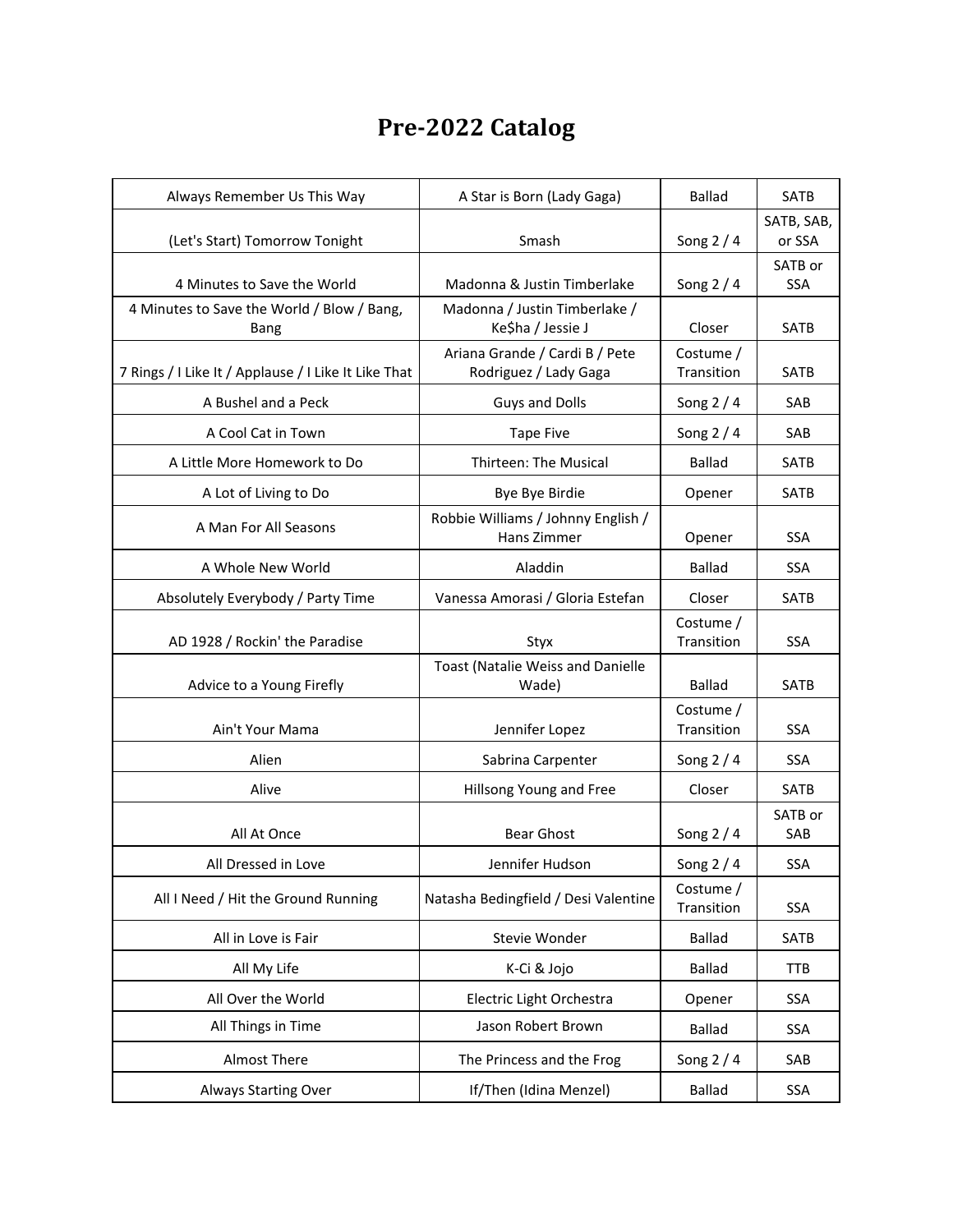# Pre-2022 Catalog

| | | | |
|---|---|---|---|
| Always Remember Us This Way | A Star is Born (Lady Gaga) | Ballad | SATB |
| (Let's Start) Tomorrow Tonight | Smash | Song 2 / 4 | SATB, SAB, or SSA |
| 4 Minutes to Save the World | Madonna & Justin Timberlake | Song 2 / 4 | SATB or SSA |
| 4 Minutes to Save the World / Blow / Bang, Bang | Madonna / Justin Timberlake / Ke$ha / Jessie J | Closer | SATB |
| 7 Rings / I Like It / Applause / I Like It Like That | Ariana Grande / Cardi B / Pete Rodriguez / Lady Gaga | Costume / Transition | SATB |
| A Bushel and a Peck | Guys and Dolls | Song 2 / 4 | SAB |
| A Cool Cat in Town | Tape Five | Song 2 / 4 | SAB |
| A Little More Homework to Do | Thirteen: The Musical | Ballad | SATB |
| A Lot of Living to Do | Bye Bye Birdie | Opener | SATB |
| A Man For All Seasons | Robbie Williams / Johnny English / Hans Zimmer | Opener | SSA |
| A Whole New World | Aladdin | Ballad | SSA |
| Absolutely Everybody / Party Time | Vanessa Amorasi / Gloria Estefan | Closer | SATB |
| AD 1928 / Rockin' the Paradise | Styx | Costume / Transition | SSA |
| Advice to a Young Firefly | Toast (Natalie Weiss and Danielle Wade) | Ballad | SATB |
| Ain't Your Mama | Jennifer Lopez | Costume / Transition | SSA |
| Alien | Sabrina Carpenter | Song 2 / 4 | SSA |
| Alive | Hillsong Young and Free | Closer | SATB |
| All At Once | Bear Ghost | Song 2 / 4 | SATB or SAB |
| All Dressed in Love | Jennifer Hudson | Song 2 / 4 | SSA |
| All I Need / Hit the Ground Running | Natasha Bedingfield / Desi Valentine | Costume / Transition | SSA |
| All in Love is Fair | Stevie Wonder | Ballad | SATB |
| All My Life | K-Ci & Jojo | Ballad | TTB |
| All Over the World | Electric Light Orchestra | Opener | SSA |
| All Things in Time | Jason Robert Brown | Ballad | SSA |
| Almost There | The Princess and the Frog | Song 2 / 4 | SAB |
| Always Starting Over | If/Then (Idina Menzel) | Ballad | SSA |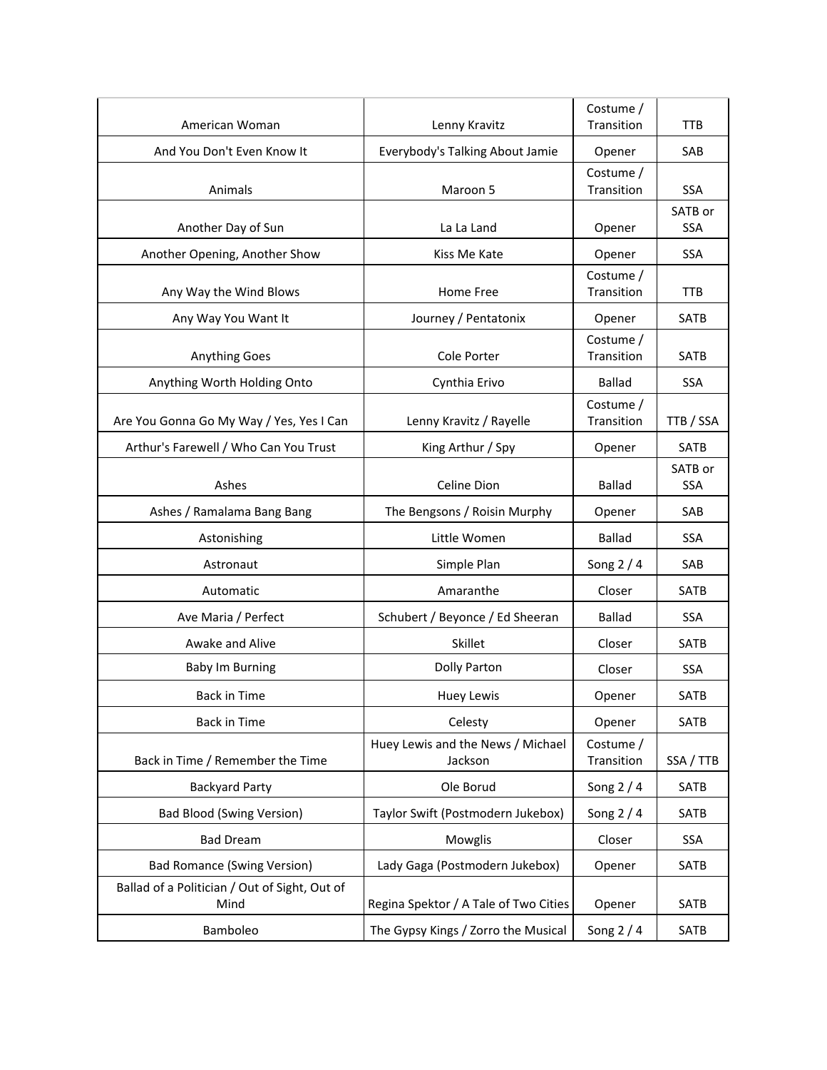| | | | |
|---|---|---|---|
| American Woman | Lenny Kravitz | Costume / Transition | TTB |
| And You Don't Even Know It | Everybody's Talking About Jamie | Opener | SAB |
| Animals | Maroon 5 | Costume / Transition | SSA |
| Another Day of Sun | La La Land | Opener | SATB or SSA |
| Another Opening, Another Show | Kiss Me Kate | Opener | SSA |
| Any Way the Wind Blows | Home Free | Costume / Transition | TTB |
| Any Way You Want It | Journey / Pentatonix | Opener | SATB |
| Anything Goes | Cole Porter | Costume / Transition | SATB |
| Anything Worth Holding Onto | Cynthia Erivo | Ballad | SSA |
| Are You Gonna Go My Way / Yes, Yes I Can | Lenny Kravitz / Rayelle | Costume / Transition | TTB / SSA |
| Arthur's Farewell / Who Can You Trust | King Arthur / Spy | Opener | SATB |
| Ashes | Celine Dion | Ballad | SATB or SSA |
| Ashes / Ramalama Bang Bang | The Bengsons / Roisin Murphy | Opener | SAB |
| Astonishing | Little Women | Ballad | SSA |
| Astronaut | Simple Plan | Song 2 / 4 | SAB |
| Automatic | Amaranthe | Closer | SATB |
| Ave Maria / Perfect | Schubert / Beyonce / Ed Sheeran | Ballad | SSA |
| Awake and Alive | Skillet | Closer | SATB |
| Baby Im Burning | Dolly Parton | Closer | SSA |
| Back in Time | Huey Lewis | Opener | SATB |
| Back in Time | Celesty | Opener | SATB |
| Back in Time / Remember the Time | Huey Lewis and the News / Michael Jackson | Costume / Transition | SSA / TTB |
| Backyard Party | Ole Borud | Song 2 / 4 | SATB |
| Bad Blood (Swing Version) | Taylor Swift (Postmodern Jukebox) | Song 2 / 4 | SATB |
| Bad Dream | Mowglis | Closer | SSA |
| Bad Romance (Swing Version) | Lady Gaga (Postmodern Jukebox) | Opener | SATB |
| Ballad of a Politician / Out of Sight, Out of Mind | Regina Spektor / A Tale of Two Cities | Opener | SATB |
| Bamboleo | The Gypsy Kings / Zorro the Musical | Song 2 / 4 | SATB |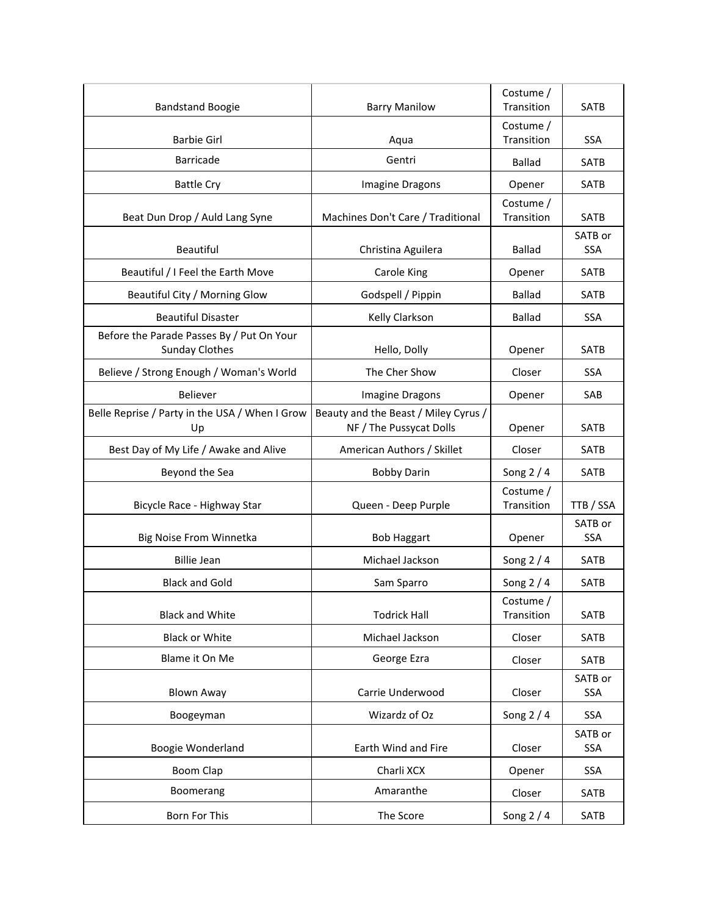| Bandstand Boogie | Barry Manilow | Costume / Transition | SATB |
|---|---|---|---|
| Barbie Girl | Aqua | Costume / Transition | SSA |
| Barricade | Gentri | Ballad | SATB |
| Battle Cry | Imagine Dragons | Opener | SATB |
| Beat Dun Drop / Auld Lang Syne | Machines Don't Care / Traditional | Costume / Transition | SATB |
| Beautiful | Christina Aguilera | Ballad | SATB or SSA |
| Beautiful / I Feel the Earth Move | Carole King | Opener | SATB |
| Beautiful City / Morning Glow | Godspell / Pippin | Ballad | SATB |
| Beautiful Disaster | Kelly Clarkson | Ballad | SSA |
| Before the Parade Passes By / Put On Your Sunday Clothes | Hello, Dolly | Opener | SATB |
| Believe / Strong Enough / Woman's World | The Cher Show | Closer | SSA |
| Believer | Imagine Dragons | Opener | SAB |
| Belle Reprise / Party in the USA / When I Grow Up | Beauty and the Beast / Miley Cyrus / NF / The Pussycat Dolls | Opener | SATB |
| Best Day of My Life / Awake and Alive | American Authors / Skillet | Closer | SATB |
| Beyond the Sea | Bobby Darin | Song 2 / 4 | SATB |
| Bicycle Race - Highway Star | Queen - Deep Purple | Costume / Transition | TTB / SSA |
| Big Noise From Winnetka | Bob Haggart | Opener | SATB or SSA |
| Billie Jean | Michael Jackson | Song 2 / 4 | SATB |
| Black and Gold | Sam Sparro | Song 2 / 4 | SATB |
| Black and White | Todrick Hall | Costume / Transition | SATB |
| Black or White | Michael Jackson | Closer | SATB |
| Blame it On Me | George Ezra | Closer | SATB |
| Blown Away | Carrie Underwood | Closer | SATB or SSA |
| Boogeyman | Wizardz of Oz | Song 2 / 4 | SSA |
| Boogie Wonderland | Earth Wind and Fire | Closer | SATB or SSA |
| Boom Clap | Charli XCX | Opener | SSA |
| Boomerang | Amaranthe | Closer | SATB |
| Born For This | The Score | Song 2 / 4 | SATB |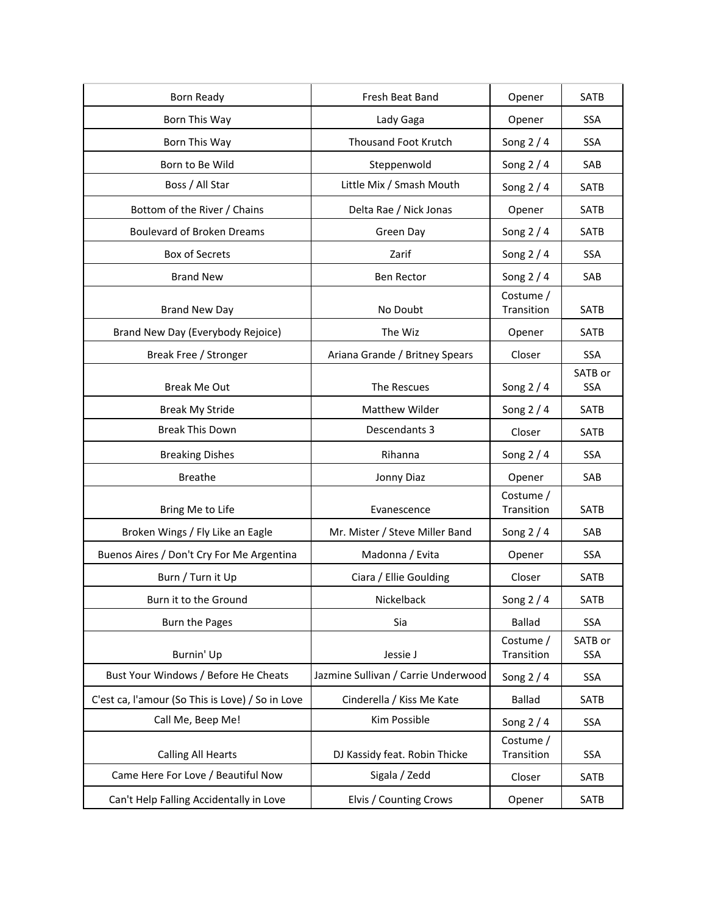| | | | |
|---|---|---|---|
| Born Ready | Fresh Beat Band | Opener | SATB |
| Born This Way | Lady Gaga | Opener | SSA |
| Born This Way | Thousand Foot Krutch | Song 2 / 4 | SSA |
| Born to Be Wild | Steppenwold | Song 2 / 4 | SAB |
| Boss / All Star | Little Mix / Smash Mouth | Song 2 / 4 | SATB |
| Bottom of the River / Chains | Delta Rae / Nick Jonas | Opener | SATB |
| Boulevard of Broken Dreams | Green Day | Song 2 / 4 | SATB |
| Box of Secrets | Zarif | Song 2 / 4 | SSA |
| Brand New | Ben Rector | Song 2 / 4 | SAB |
| Brand New Day | No Doubt | Costume / Transition | SATB |
| Brand New Day (Everybody Rejoice) | The Wiz | Opener | SATB |
| Break Free / Stronger | Ariana Grande / Britney Spears | Closer | SSA |
| Break Me Out | The Rescues | Song 2 / 4 | SATB or SSA |
| Break My Stride | Matthew Wilder | Song 2 / 4 | SATB |
| Break This Down | Descendants 3 | Closer | SATB |
| Breaking Dishes | Rihanna | Song 2 / 4 | SSA |
| Breathe | Jonny Diaz | Opener | SAB |
| Bring Me to Life | Evanescence | Costume / Transition | SATB |
| Broken Wings / Fly Like an Eagle | Mr. Mister / Steve Miller Band | Song 2 / 4 | SAB |
| Buenos Aires / Don't Cry For Me Argentina | Madonna / Evita | Opener | SSA |
| Burn / Turn it Up | Ciara / Ellie Goulding | Closer | SATB |
| Burn it to the Ground | Nickelback | Song 2 / 4 | SATB |
| Burn the Pages | Sia | Ballad | SSA |
| Burnin' Up | Jessie J | Costume / Transition | SATB or SSA |
| Bust Your Windows / Before He Cheats | Jazmine Sullivan / Carrie Underwood | Song 2 / 4 | SSA |
| C'est ca, l'amour (So This is Love) / So in Love | Cinderella / Kiss Me Kate | Ballad | SATB |
| Call Me, Beep Me! | Kim Possible | Song 2 / 4 | SSA |
| Calling All Hearts | DJ Kassidy feat. Robin Thicke | Costume / Transition | SSA |
| Came Here For Love / Beautiful Now | Sigala / Zedd | Closer | SATB |
| Can't Help Falling Accidentally in Love | Elvis / Counting Crows | Opener | SATB |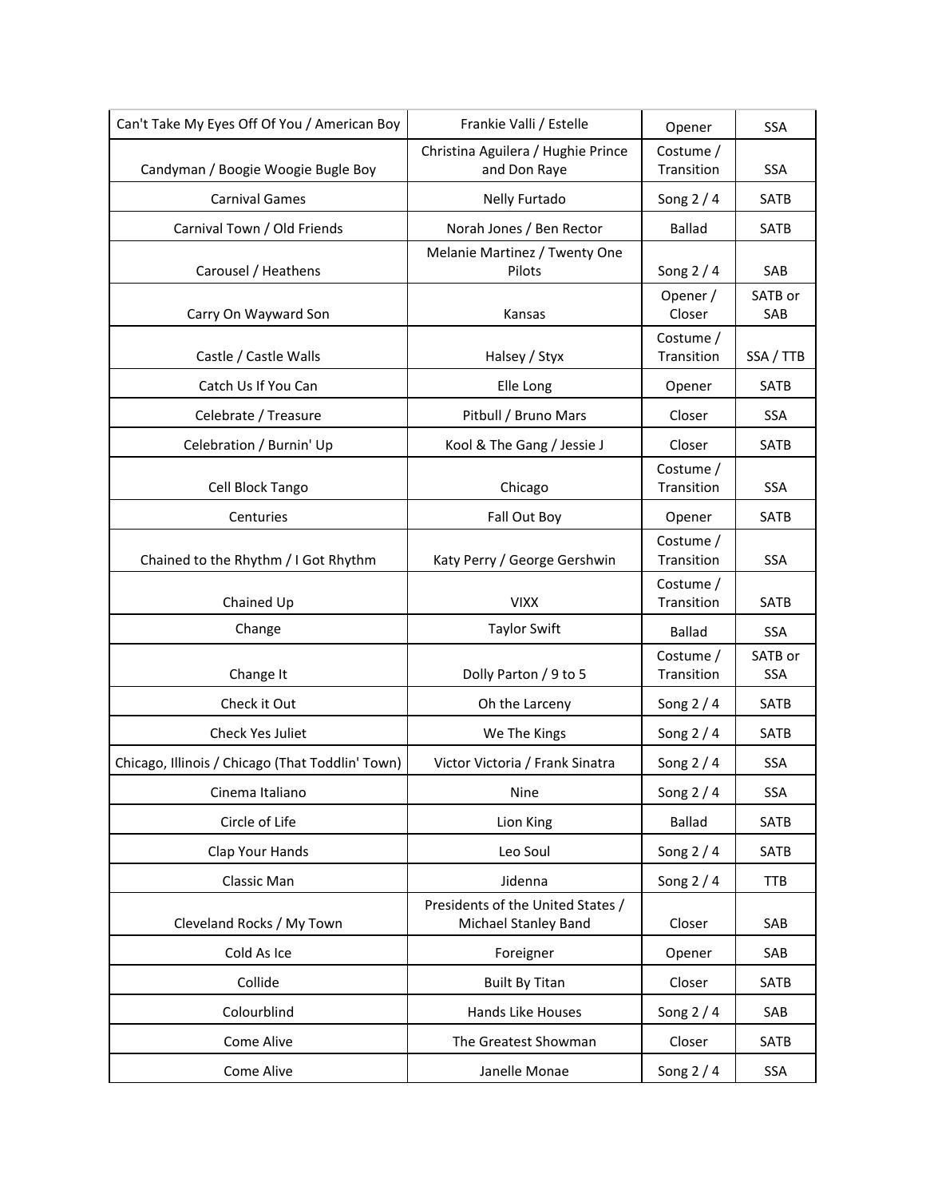| Can't Take My Eyes Off Of You / American Boy | Frankie Valli / Estelle | Opener | SSA |
|---|---|---|---|
| Candyman / Boogie Woogie Bugle Boy | Christina Aguilera / Hughie Prince and Don Raye | Costume / Transition | SSA |
| Carnival Games | Nelly Furtado | Song 2 / 4 | SATB |
| Carnival Town / Old Friends | Norah Jones / Ben Rector | Ballad | SATB |
| Carousel / Heathens | Melanie Martinez / Twenty One Pilots | Song 2 / 4 | SAB |
| Carry On Wayward Son | Kansas | Opener / Closer | SATB or SAB |
| Castle / Castle Walls | Halsey / Styx | Costume / Transition | SSA / TTB |
| Catch Us If You Can | Elle Long | Opener | SATB |
| Celebrate / Treasure | Pitbull / Bruno Mars | Closer | SSA |
| Celebration / Burnin' Up | Kool & The Gang / Jessie J | Closer | SATB |
| Cell Block Tango | Chicago | Costume / Transition | SSA |
| Centuries | Fall Out Boy | Opener | SATB |
| Chained to the Rhythm / I Got Rhythm | Katy Perry / George Gershwin | Costume / Transition | SSA |
| Chained Up | VIXX | Costume / Transition | SATB |
| Change | Taylor Swift | Ballad | SSA |
| Change It | Dolly Parton / 9 to 5 | Costume / Transition | SATB or SSA |
| Check it Out | Oh the Larceny | Song 2 / 4 | SATB |
| Check Yes Juliet | We The Kings | Song 2 / 4 | SATB |
| Chicago, Illinois / Chicago (That Toddlin' Town) | Victor Victoria / Frank Sinatra | Song 2 / 4 | SSA |
| Cinema Italiano | Nine | Song 2 / 4 | SSA |
| Circle of Life | Lion King | Ballad | SATB |
| Clap Your Hands | Leo Soul | Song 2 / 4 | SATB |
| Classic Man | Jidenna | Song 2 / 4 | TTB |
| Cleveland Rocks / My Town | Presidents of the United States / Michael Stanley Band | Closer | SAB |
| Cold As Ice | Foreigner | Opener | SAB |
| Collide | Built By Titan | Closer | SATB |
| Colourblind | Hands Like Houses | Song 2 / 4 | SAB |
| Come Alive | The Greatest Showman | Closer | SATB |
| Come Alive | Janelle Monae | Song 2 / 4 | SSA |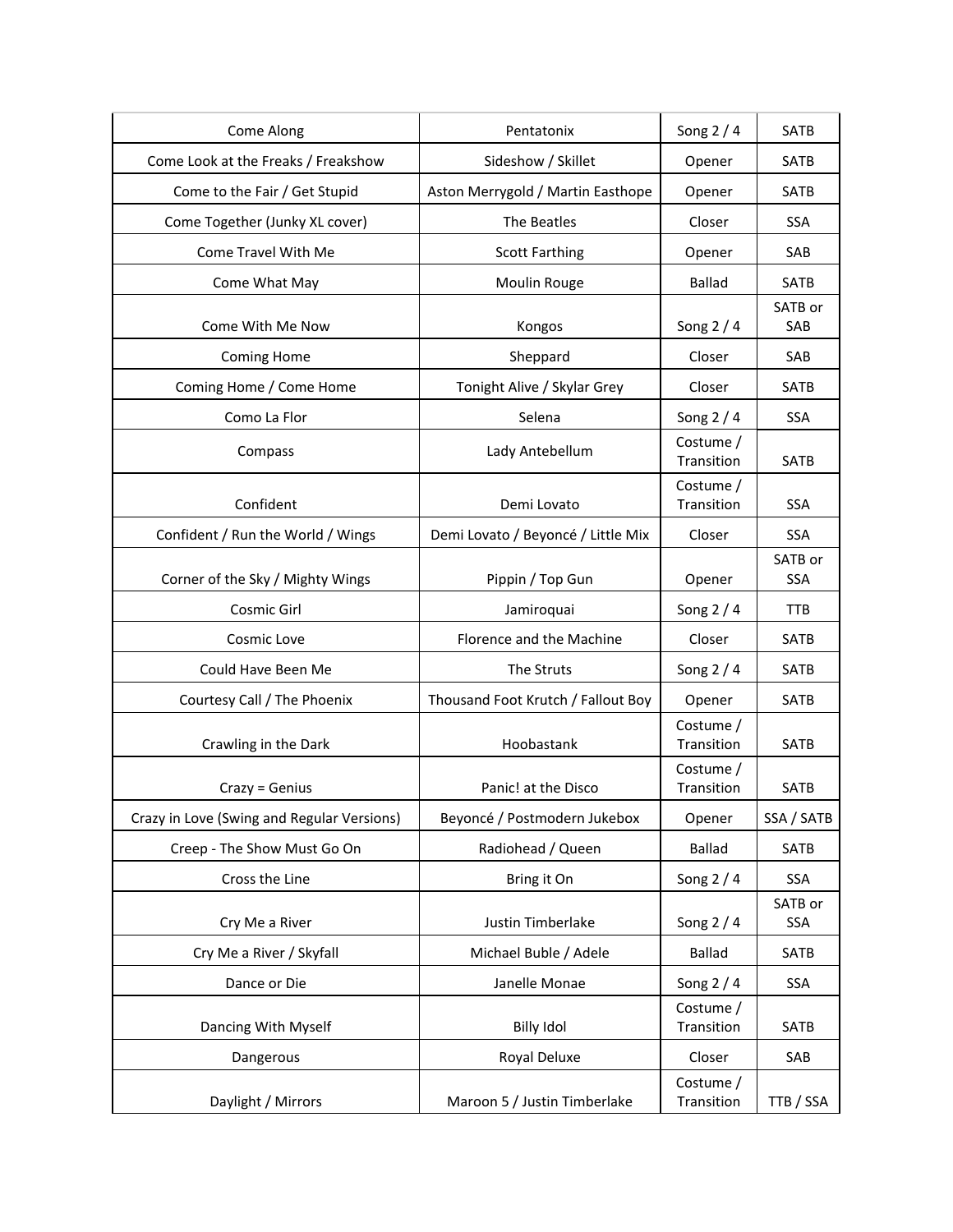| Come Along | Pentatonix | Song 2 / 4 | SATB |
|---|---|---|---|
| Come Look at the Freaks / Freakshow | Sideshow / Skillet | Opener | SATB |
| Come to the Fair / Get Stupid | Aston Merrygold / Martin Easthope | Opener | SATB |
| Come Together (Junky XL cover) | The Beatles | Closer | SSA |
| Come Travel With Me | Scott Farthing | Opener | SAB |
| Come What May | Moulin Rouge | Ballad | SATB |
| Come With Me Now | Kongos | Song 2 / 4 | SATB or SAB |
| Coming Home | Sheppard | Closer | SAB |
| Coming Home / Come Home | Tonight Alive / Skylar Grey | Closer | SATB |
| Como La Flor | Selena | Song 2 / 4 | SSA |
| Compass | Lady Antebellum | Costume / Transition | SATB |
| Confident | Demi Lovato | Costume / Transition | SSA |
| Confident / Run the World / Wings | Demi Lovato / Beyoncé / Little Mix | Closer | SSA |
| Corner of the Sky / Mighty Wings | Pippin / Top Gun | Opener | SATB or SSA |
| Cosmic Girl | Jamiroquai | Song 2 / 4 | TTB |
| Cosmic Love | Florence and the Machine | Closer | SATB |
| Could Have Been Me | The Struts | Song 2 / 4 | SATB |
| Courtesy Call / The Phoenix | Thousand Foot Krutch / Fallout Boy | Opener | SATB |
| Crawling in the Dark | Hoobastank | Costume / Transition | SATB |
| Crazy = Genius | Panic! at the Disco | Costume / Transition | SATB |
| Crazy in Love (Swing and Regular Versions) | Beyoncé / Postmodern Jukebox | Opener | SSA / SATB |
| Creep - The Show Must Go On | Radiohead / Queen | Ballad | SATB |
| Cross the Line | Bring it On | Song 2 / 4 | SSA |
| Cry Me a River | Justin Timberlake | Song 2 / 4 | SATB or SSA |
| Cry Me a River / Skyfall | Michael Buble / Adele | Ballad | SATB |
| Dance or Die | Janelle Monae | Song 2 / 4 | SSA |
| Dancing With Myself | Billy Idol | Costume / Transition | SATB |
| Dangerous | Royal Deluxe | Closer | SAB |
| Daylight / Mirrors | Maroon 5 / Justin Timberlake | Costume / Transition | TTB / SSA |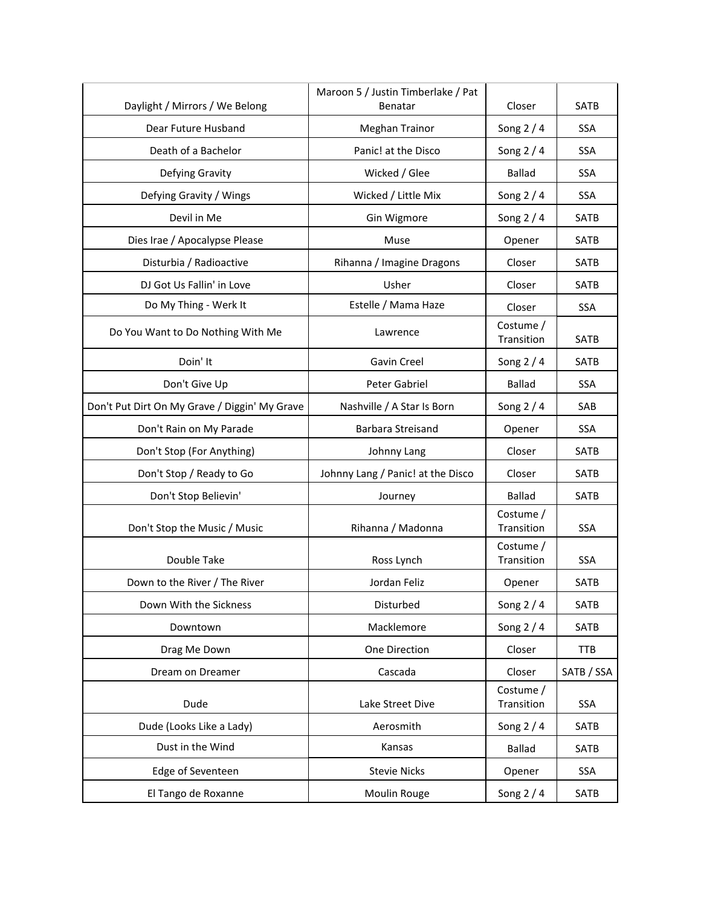| | | | |
|---|---|---|---|
| Daylight / Mirrors / We Belong | Maroon 5 / Justin Timberlake / Pat Benatar | Closer | SATB |
| Dear Future Husband | Meghan Trainor | Song 2 / 4 | SSA |
| Death of a Bachelor | Panic! at the Disco | Song 2 / 4 | SSA |
| Defying Gravity | Wicked / Glee | Ballad | SSA |
| Defying Gravity / Wings | Wicked / Little Mix | Song 2 / 4 | SSA |
| Devil in Me | Gin Wigmore | Song 2 / 4 | SATB |
| Dies Irae / Apocalypse Please | Muse | Opener | SATB |
| Disturbia / Radioactive | Rihanna / Imagine Dragons | Closer | SATB |
| DJ Got Us Fallin' in Love | Usher | Closer | SATB |
| Do My Thing - Werk It | Estelle / Mama Haze | Closer | SSA |
| Do You Want to Do Nothing With Me | Lawrence | Costume / Transition | SATB |
| Doin' It | Gavin Creel | Song 2 / 4 | SATB |
| Don't Give Up | Peter Gabriel | Ballad | SSA |
| Don't Put Dirt On My Grave / Diggin' My Grave | Nashville / A Star Is Born | Song 2 / 4 | SAB |
| Don't Rain on My Parade | Barbara Streisand | Opener | SSA |
| Don't Stop (For Anything) | Johnny Lang | Closer | SATB |
| Don't Stop / Ready to Go | Johnny Lang / Panic! at the Disco | Closer | SATB |
| Don't Stop Believin' | Journey | Ballad | SATB |
| Don't Stop the Music / Music | Rihanna / Madonna | Costume / Transition | SSA |
| Double Take | Ross Lynch | Costume / Transition | SSA |
| Down to the River / The River | Jordan Feliz | Opener | SATB |
| Down With the Sickness | Disturbed | Song 2 / 4 | SATB |
| Downtown | Macklemore | Song 2 / 4 | SATB |
| Drag Me Down | One Direction | Closer | TTB |
| Dream on Dreamer | Cascada | Closer | SATB / SSA |
| Dude | Lake Street Dive | Costume / Transition | SSA |
| Dude (Looks Like a Lady) | Aerosmith | Song 2 / 4 | SATB |
| Dust in the Wind | Kansas | Ballad | SATB |
| Edge of Seventeen | Stevie Nicks | Opener | SSA |
| El Tango de Roxanne | Moulin Rouge | Song 2 / 4 | SATB |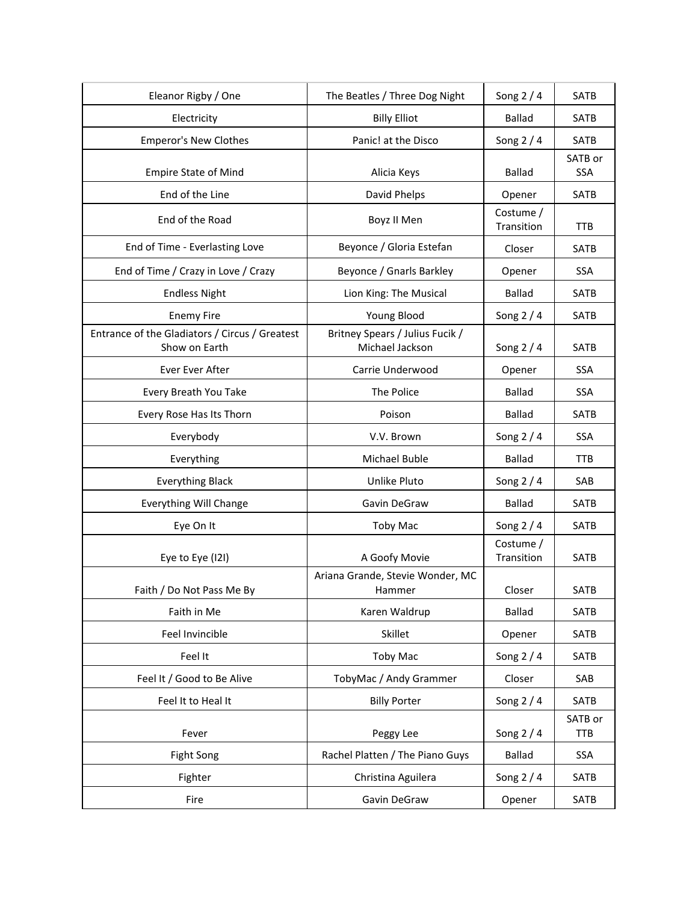| Eleanor Rigby / One | The Beatles / Three Dog Night | Song 2 / 4 | SATB |
|---|---|---|---|
| Electricity | Billy Elliot | Ballad | SATB |
| Emperor's New Clothes | Panic! at the Disco | Song 2 / 4 | SATB |
| Empire State of Mind | Alicia Keys | Ballad | SATB or SSA |
| End of the Line | David Phelps | Opener | SATB |
| End of the Road | Boyz II Men | Costume / Transition | TTB |
| End of Time - Everlasting Love | Beyonce / Gloria Estefan | Closer | SATB |
| End of Time / Crazy in Love / Crazy | Beyonce / Gnarls Barkley | Opener | SSA |
| Endless Night | Lion King: The Musical | Ballad | SATB |
| Enemy Fire | Young Blood | Song 2 / 4 | SATB |
| Entrance of the Gladiators / Circus / Greatest Show on Earth | Britney Spears / Julius Fucik / Michael Jackson | Song 2 / 4 | SATB |
| Ever Ever After | Carrie Underwood | Opener | SSA |
| Every Breath You Take | The Police | Ballad | SSA |
| Every Rose Has Its Thorn | Poison | Ballad | SATB |
| Everybody | V.V. Brown | Song 2 / 4 | SSA |
| Everything | Michael Buble | Ballad | TTB |
| Everything Black | Unlike Pluto | Song 2 / 4 | SAB |
| Everything Will Change | Gavin DeGraw | Ballad | SATB |
| Eye On It | Toby Mac | Song 2 / 4 | SATB |
| Eye to Eye (I2I) | A Goofy Movie | Costume / Transition | SATB |
| Faith / Do Not Pass Me By | Ariana Grande, Stevie Wonder, MC Hammer | Closer | SATB |
| Faith in Me | Karen Waldrup | Ballad | SATB |
| Feel Invincible | Skillet | Opener | SATB |
| Feel It | Toby Mac | Song 2 / 4 | SATB |
| Feel It / Good to Be Alive | TobyMac / Andy Grammer | Closer | SAB |
| Feel It to Heal It | Billy Porter | Song 2 / 4 | SATB |
| Fever | Peggy Lee | Song 2 / 4 | SATB or TTB |
| Fight Song | Rachel Platten / The Piano Guys | Ballad | SSA |
| Fighter | Christina Aguilera | Song 2 / 4 | SATB |
| Fire | Gavin DeGraw | Opener | SATB |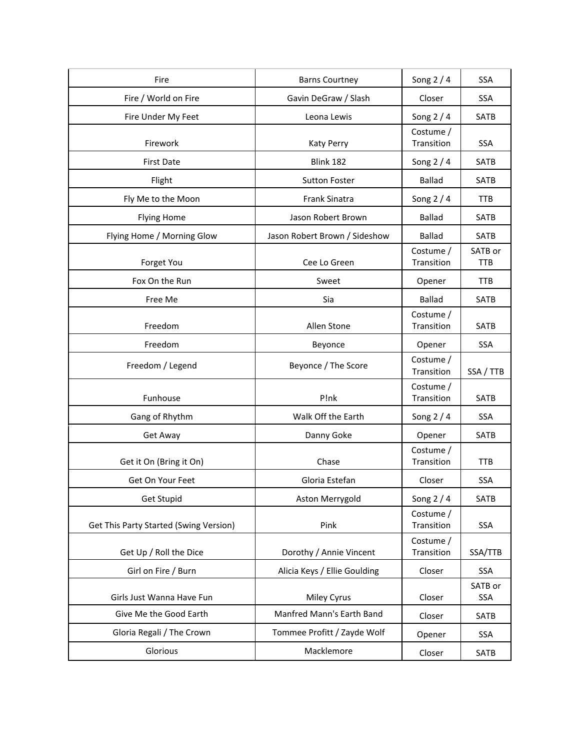| | | | |
|---|---|---|---|
| Fire | Barns Courtney | Song 2 / 4 | SSA |
| Fire / World on Fire | Gavin DeGraw / Slash | Closer | SSA |
| Fire Under My Feet | Leona Lewis | Song 2 / 4 | SATB |
| Firework | Katy Perry | Costume / Transition | SSA |
| First Date | Blink 182 | Song 2 / 4 | SATB |
| Flight | Sutton Foster | Ballad | SATB |
| Fly Me to the Moon | Frank Sinatra | Song 2 / 4 | TTB |
| Flying Home | Jason Robert Brown | Ballad | SATB |
| Flying Home / Morning Glow | Jason Robert Brown / Sideshow | Ballad | SATB |
| Forget You | Cee Lo Green | Costume / Transition | SATB or TTB |
| Fox On the Run | Sweet | Opener | TTB |
| Free Me | Sia | Ballad | SATB |
| Freedom | Allen Stone | Costume / Transition | SATB |
| Freedom | Beyonce | Opener | SSA |
| Freedom / Legend | Beyonce / The Score | Costume / Transition | SSA / TTB |
| Funhouse | P!nk | Costume / Transition | SATB |
| Gang of Rhythm | Walk Off the Earth | Song 2 / 4 | SSA |
| Get Away | Danny Goke | Opener | SATB |
| Get it On (Bring it On) | Chase | Costume / Transition | TTB |
| Get On Your Feet | Gloria Estefan | Closer | SSA |
| Get Stupid | Aston Merrygold | Song 2 / 4 | SATB |
| Get This Party Started (Swing Version) | Pink | Costume / Transition | SSA |
| Get Up / Roll the Dice | Dorothy / Annie Vincent | Costume / Transition | SSA/TTB |
| Girl on Fire / Burn | Alicia Keys / Ellie Goulding | Closer | SSA |
| Girls Just Wanna Have Fun | Miley Cyrus | Closer | SATB or SSA |
| Give Me the Good Earth | Manfred Mann's Earth Band | Closer | SATB |
| Gloria Regali / The Crown | Tommee Profitt / Zayde Wolf | Opener | SSA |
| Glorious | Macklemore | Closer | SATB |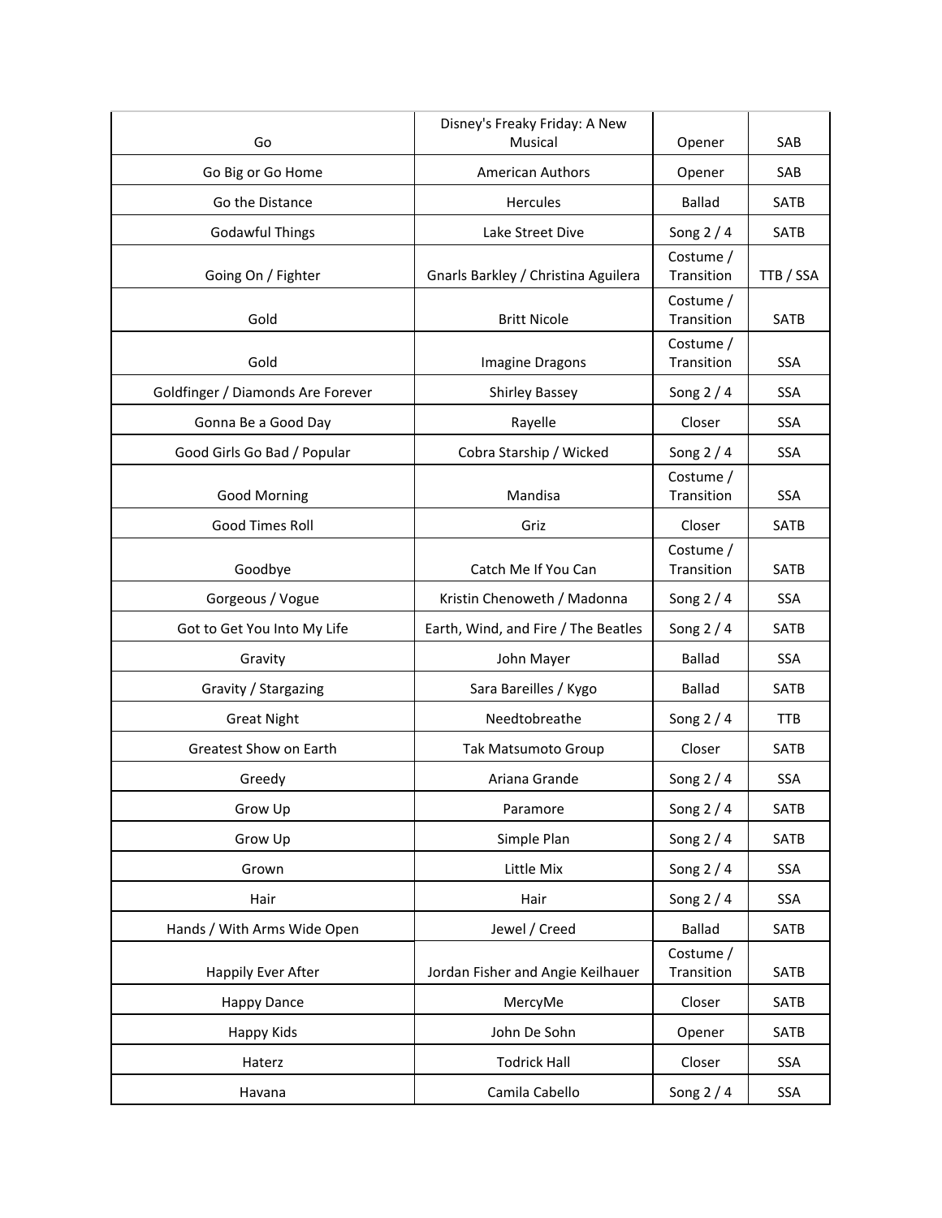| Go | Disney's Freaky Friday: A New Musical | Opener | SAB |
|---|---|---|---|
| Go Big or Go Home | American Authors | Opener | SAB |
| Go the Distance | Hercules | Ballad | SATB |
| Godawful Things | Lake Street Dive | Song 2 / 4 | SATB |
| Going On / Fighter | Gnarls Barkley / Christina Aguilera | Costume / Transition | TTB / SSA |
| Gold | Britt Nicole | Costume / Transition | SATB |
| Gold | Imagine Dragons | Costume / Transition | SSA |
| Goldfinger / Diamonds Are Forever | Shirley Bassey | Song 2 / 4 | SSA |
| Gonna Be a Good Day | Rayelle | Closer | SSA |
| Good Girls Go Bad / Popular | Cobra Starship / Wicked | Song 2 / 4 | SSA |
| Good Morning | Mandisa | Costume / Transition | SSA |
| Good Times Roll | Griz | Closer | SATB |
| Goodbye | Catch Me If You Can | Costume / Transition | SATB |
| Gorgeous / Vogue | Kristin Chenoweth / Madonna | Song 2 / 4 | SSA |
| Got to Get You Into My Life | Earth, Wind, and Fire / The Beatles | Song 2 / 4 | SATB |
| Gravity | John Mayer | Ballad | SSA |
| Gravity / Stargazing | Sara Bareilles / Kygo | Ballad | SATB |
| Great Night | Needtobreathe | Song 2 / 4 | TTB |
| Greatest Show on Earth | Tak Matsumoto Group | Closer | SATB |
| Greedy | Ariana Grande | Song 2 / 4 | SSA |
| Grow Up | Paramore | Song 2 / 4 | SATB |
| Grow Up | Simple Plan | Song 2 / 4 | SATB |
| Grown | Little Mix | Song 2 / 4 | SSA |
| Hair | Hair | Song 2 / 4 | SSA |
| Hands / With Arms Wide Open | Jewel / Creed | Ballad | SATB |
| Happily Ever After | Jordan Fisher and Angie Keilhauer | Costume / Transition | SATB |
| Happy Dance | MercyMe | Closer | SATB |
| Happy Kids | John De Sohn | Opener | SATB |
| Haterz | Todrick Hall | Closer | SSA |
| Havana | Camila Cabello | Song 2 / 4 | SSA |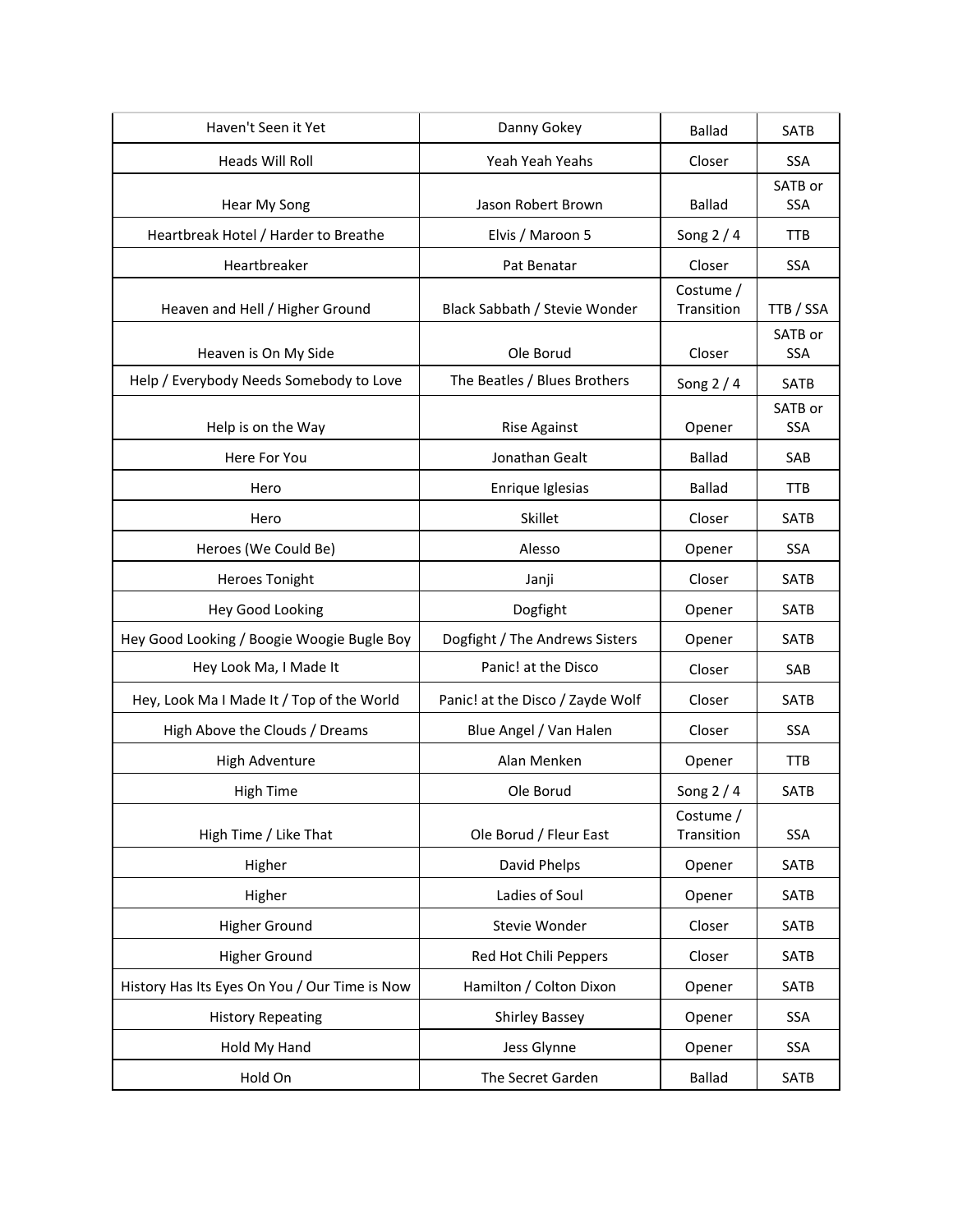| | | | |
|---|---|---|---|
| Haven't Seen it Yet | Danny Gokey | Ballad | SATB |
| Heads Will Roll | Yeah Yeah Yeahs | Closer | SSA |
| Hear My Song | Jason Robert Brown | Ballad | SATB or SSA |
| Heartbreak Hotel / Harder to Breathe | Elvis / Maroon 5 | Song 2 / 4 | TTB |
| Heartbreaker | Pat Benatar | Closer | SSA |
| Heaven and Hell / Higher Ground | Black Sabbath / Stevie Wonder | Costume / Transition | TTB / SSA |
| Heaven is On My Side | Ole Borud | Closer | SATB or SSA |
| Help / Everybody Needs Somebody to Love | The Beatles / Blues Brothers | Song 2 / 4 | SATB |
| Help is on the Way | Rise Against | Opener | SATB or SSA |
| Here For You | Jonathan Gealt | Ballad | SAB |
| Hero | Enrique Iglesias | Ballad | TTB |
| Hero | Skillet | Closer | SATB |
| Heroes (We Could Be) | Alesso | Opener | SSA |
| Heroes Tonight | Janji | Closer | SATB |
| Hey Good Looking | Dogfight | Opener | SATB |
| Hey Good Looking / Boogie Woogie Bugle Boy | Dogfight / The Andrews Sisters | Opener | SATB |
| Hey Look Ma, I Made It | Panic! at the Disco | Closer | SAB |
| Hey, Look Ma I Made It / Top of the World | Panic! at the Disco / Zayde Wolf | Closer | SATB |
| High Above the Clouds / Dreams | Blue Angel / Van Halen | Closer | SSA |
| High Adventure | Alan Menken | Opener | TTB |
| High Time | Ole Borud | Song 2 / 4 | SATB |
| High Time / Like That | Ole Borud / Fleur East | Costume / Transition | SSA |
| Higher | David Phelps | Opener | SATB |
| Higher | Ladies of Soul | Opener | SATB |
| Higher Ground | Stevie Wonder | Closer | SATB |
| Higher Ground | Red Hot Chili Peppers | Closer | SATB |
| History Has Its Eyes On You / Our Time is Now | Hamilton / Colton Dixon | Opener | SATB |
| History Repeating | Shirley Bassey | Opener | SSA |
| Hold My Hand | Jess Glynne | Opener | SSA |
| Hold On | The Secret Garden | Ballad | SATB |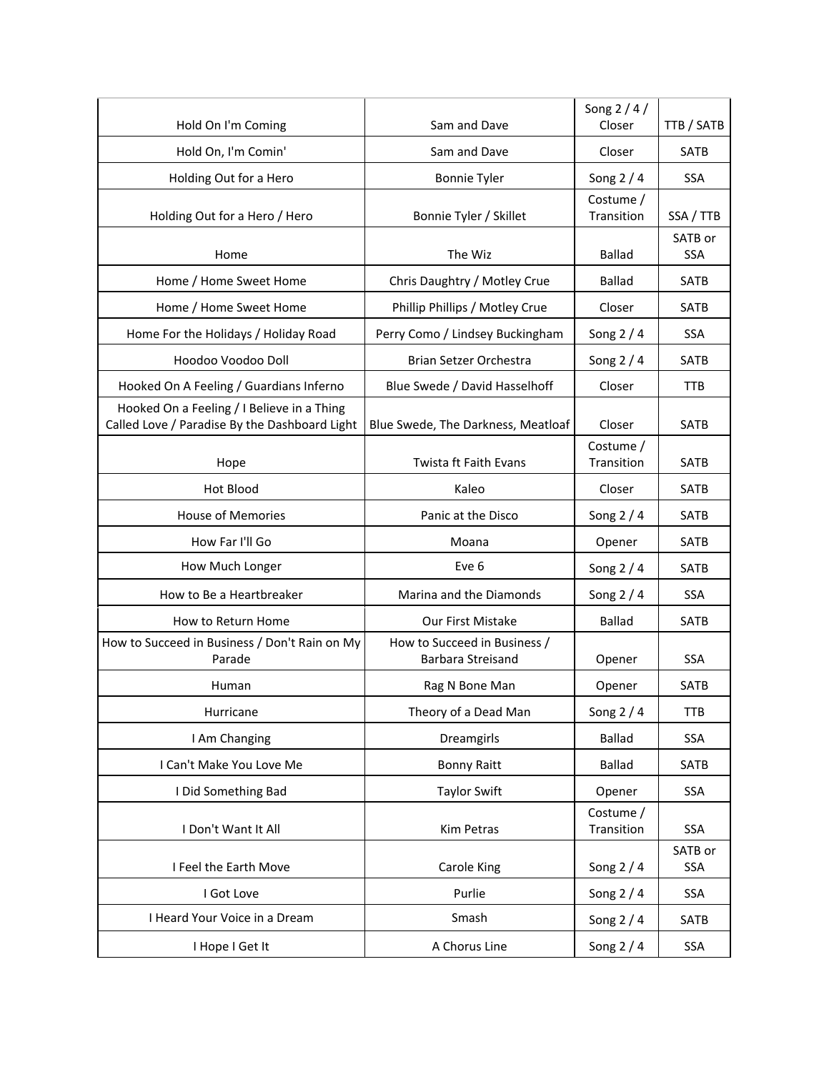| Hold On I'm Coming | Sam and Dave | Song 2 / 4 / Closer | TTB / SATB |
|---|---|---|---|
| Hold On, I'm Comin' | Sam and Dave | Closer | SATB |
| Holding Out for a Hero | Bonnie Tyler | Song 2 / 4 | SSA |
| Holding Out for a Hero / Hero | Bonnie Tyler / Skillet | Costume / Transition | SSA / TTB |
| Home | The Wiz | Ballad | SATB or SSA |
| Home / Home Sweet Home | Chris Daughtry / Motley Crue | Ballad | SATB |
| Home / Home Sweet Home | Phillip Phillips / Motley Crue | Closer | SATB |
| Home For the Holidays / Holiday Road | Perry Como / Lindsey Buckingham | Song 2 / 4 | SSA |
| Hoodoo Voodoo Doll | Brian Setzer Orchestra | Song 2 / 4 | SATB |
| Hooked On A Feeling / Guardians Inferno | Blue Swede / David Hasselhoff | Closer | TTB |
| Hooked On a Feeling / I Believe in a Thing Called Love / Paradise By the Dashboard Light | Blue Swede, The Darkness, Meatloaf | Closer | SATB |
| Hope | Twista ft Faith Evans | Costume / Transition | SATB |
| Hot Blood | Kaleo | Closer | SATB |
| House of Memories | Panic at the Disco | Song 2 / 4 | SATB |
| How Far I'll Go | Moana | Opener | SATB |
| How Much Longer | Eve 6 | Song 2 / 4 | SATB |
| How to Be a Heartbreaker | Marina and the Diamonds | Song 2 / 4 | SSA |
| How to Return Home | Our First Mistake | Ballad | SATB |
| How to Succeed in Business / Don't Rain on My Parade | How to Succeed in Business / Barbara Streisand | Opener | SSA |
| Human | Rag N Bone Man | Opener | SATB |
| Hurricane | Theory of a Dead Man | Song 2 / 4 | TTB |
| I Am Changing | Dreamgirls | Ballad | SSA |
| I Can't Make You Love Me | Bonny Raitt | Ballad | SATB |
| I Did Something Bad | Taylor Swift | Opener | SSA |
| I Don't Want It All | Kim Petras | Costume / Transition | SSA |
| I Feel the Earth Move | Carole King | Song 2 / 4 | SATB or SSA |
| I Got Love | Purlie | Song 2 / 4 | SSA |
| I Heard Your Voice in a Dream | Smash | Song 2 / 4 | SATB |
| I Hope I Get It | A Chorus Line | Song 2 / 4 | SSA |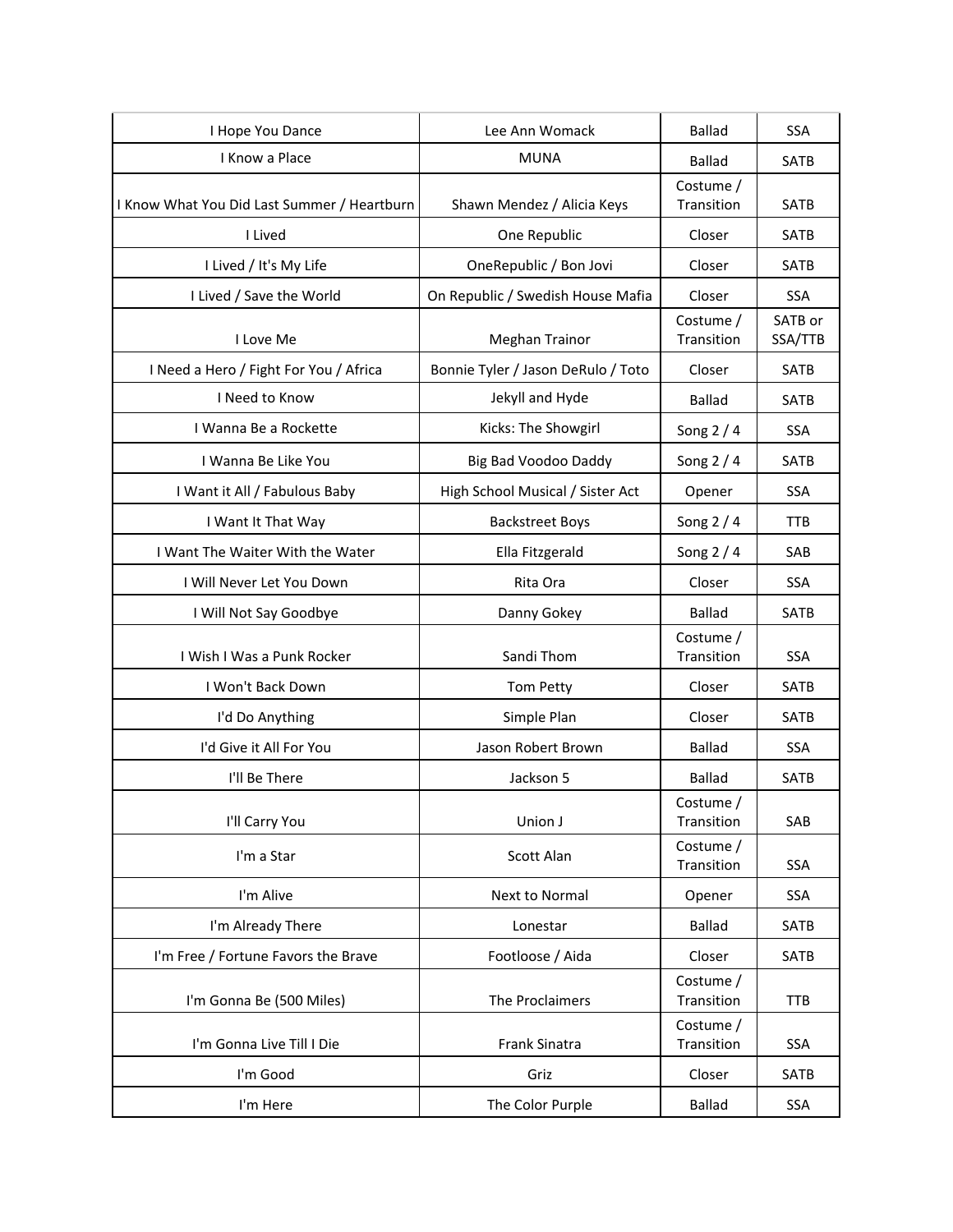| | | | |
|---|---|---|---|
| I Hope You Dance | Lee Ann Womack | Ballad | SSA |
| I Know a Place | MUNA | Ballad | SATB |
| I Know What You Did Last Summer / Heartburn | Shawn Mendez / Alicia Keys | Costume / Transition | SATB |
| I Lived | One Republic | Closer | SATB |
| I Lived / It's My Life | OneRepublic / Bon Jovi | Closer | SATB |
| I Lived / Save the World | On Republic / Swedish House Mafia | Closer | SSA |
| I Love Me | Meghan Trainor | Costume / Transition | SATB or SSA/TTB |
| I Need a Hero / Fight For You / Africa | Bonnie Tyler / Jason DeRulo / Toto | Closer | SATB |
| I Need to Know | Jekyll and Hyde | Ballad | SATB |
| I Wanna Be a Rockette | Kicks: The Showgirl | Song 2 / 4 | SSA |
| I Wanna Be Like You | Big Bad Voodoo Daddy | Song 2 / 4 | SATB |
| I Want it All / Fabulous Baby | High School Musical / Sister Act | Opener | SSA |
| I Want It That Way | Backstreet Boys | Song 2 / 4 | TTB |
| I Want The Waiter With the Water | Ella Fitzgerald | Song 2 / 4 | SAB |
| I Will Never Let You Down | Rita Ora | Closer | SSA |
| I Will Not Say Goodbye | Danny Gokey | Ballad | SATB |
| I Wish I Was a Punk Rocker | Sandi Thom | Costume / Transition | SSA |
| I Won't Back Down | Tom Petty | Closer | SATB |
| I'd Do Anything | Simple Plan | Closer | SATB |
| I'd Give it All For You | Jason Robert Brown | Ballad | SSA |
| I'll Be There | Jackson 5 | Ballad | SATB |
| I'll Carry You | Union J | Costume / Transition | SAB |
| I'm a Star | Scott Alan | Costume / Transition | SSA |
| I'm Alive | Next to Normal | Opener | SSA |
| I'm Already There | Lonestar | Ballad | SATB |
| I'm Free / Fortune Favors the Brave | Footloose / Aida | Closer | SATB |
| I'm Gonna Be (500 Miles) | The Proclaimers | Costume / Transition | TTB |
| I'm Gonna Live Till I Die | Frank Sinatra | Costume / Transition | SSA |
| I'm Good | Griz | Closer | SATB |
| I'm Here | The Color Purple | Ballad | SSA |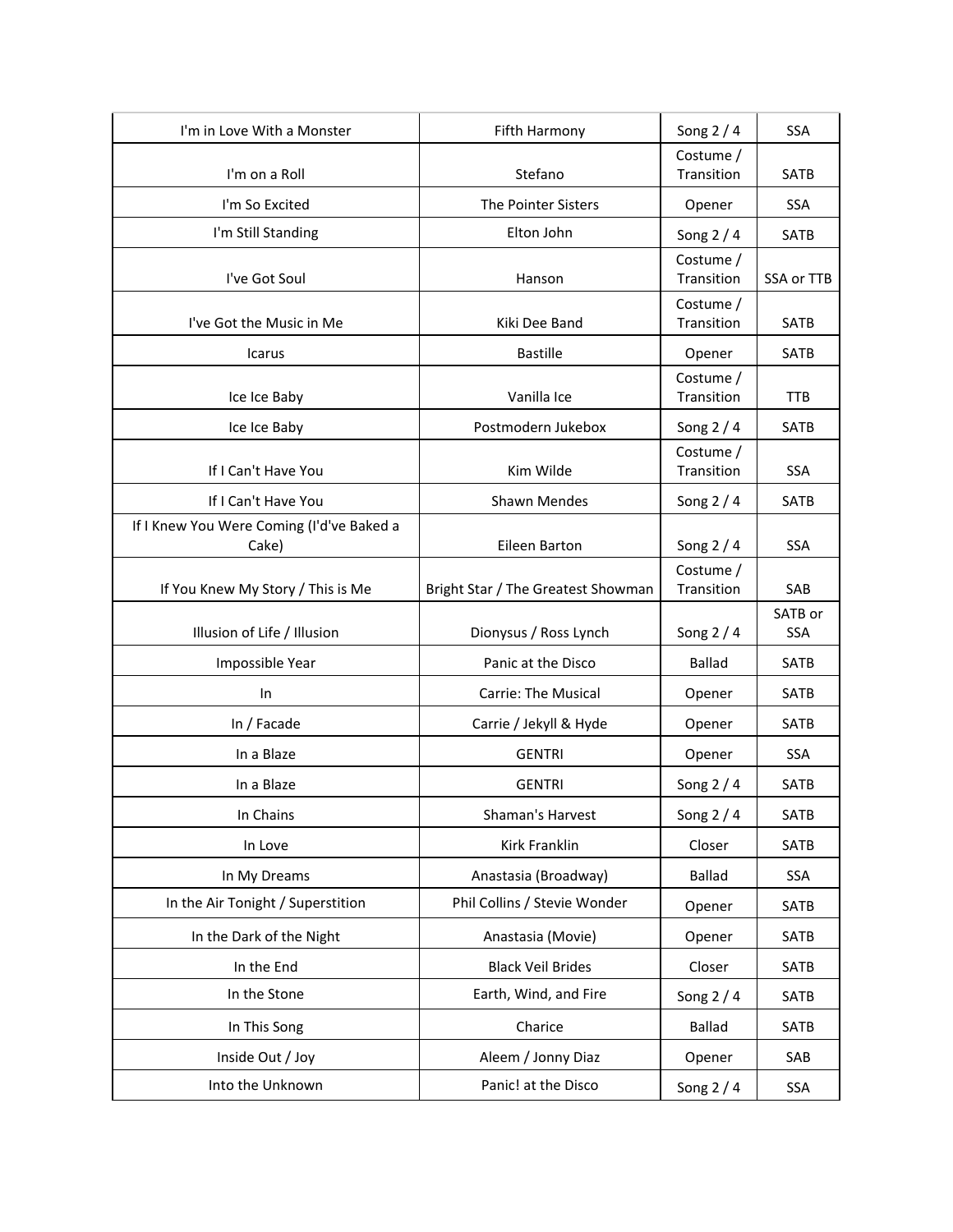| | | | |
|---|---|---|---|
| I'm in Love With a Monster | Fifth Harmony | Song 2 / 4 | SSA |
| I'm on a Roll | Stefano | Costume / Transition | SATB |
| I'm So Excited | The Pointer Sisters | Opener | SSA |
| I'm Still Standing | Elton John | Song 2 / 4 | SATB |
| I've Got Soul | Hanson | Costume / Transition | SSA or TTB |
| I've Got the Music in Me | Kiki Dee Band | Costume / Transition | SATB |
| Icarus | Bastille | Opener | SATB |
| Ice Ice Baby | Vanilla Ice | Costume / Transition | TTB |
| Ice Ice Baby | Postmodern Jukebox | Song 2 / 4 | SATB |
| If I Can't Have You | Kim Wilde | Costume / Transition | SSA |
| If I Can't Have You | Shawn Mendes | Song 2 / 4 | SATB |
| If I Knew You Were Coming (I'd've Baked a Cake) | Eileen Barton | Song 2 / 4 | SSA |
| If You Knew My Story / This is Me | Bright Star / The Greatest Showman | Costume / Transition | SAB |
| Illusion of Life / Illusion | Dionysus / Ross Lynch | Song 2 / 4 | SATB or SSA |
| Impossible Year | Panic at the Disco | Ballad | SATB |
| In | Carrie: The Musical | Opener | SATB |
| In / Facade | Carrie / Jekyll & Hyde | Opener | SATB |
| In a Blaze | GENTRI | Opener | SSA |
| In a Blaze | GENTRI | Song 2 / 4 | SATB |
| In Chains | Shaman's Harvest | Song 2 / 4 | SATB |
| In Love | Kirk Franklin | Closer | SATB |
| In My Dreams | Anastasia (Broadway) | Ballad | SSA |
| In the Air Tonight / Superstition | Phil Collins / Stevie Wonder | Opener | SATB |
| In the Dark of the Night | Anastasia (Movie) | Opener | SATB |
| In the End | Black Veil Brides | Closer | SATB |
| In the Stone | Earth, Wind, and Fire | Song 2 / 4 | SATB |
| In This Song | Charice | Ballad | SATB |
| Inside Out / Joy | Aleem / Jonny Diaz | Opener | SAB |
| Into the Unknown | Panic! at the Disco | Song 2 / 4 | SSA |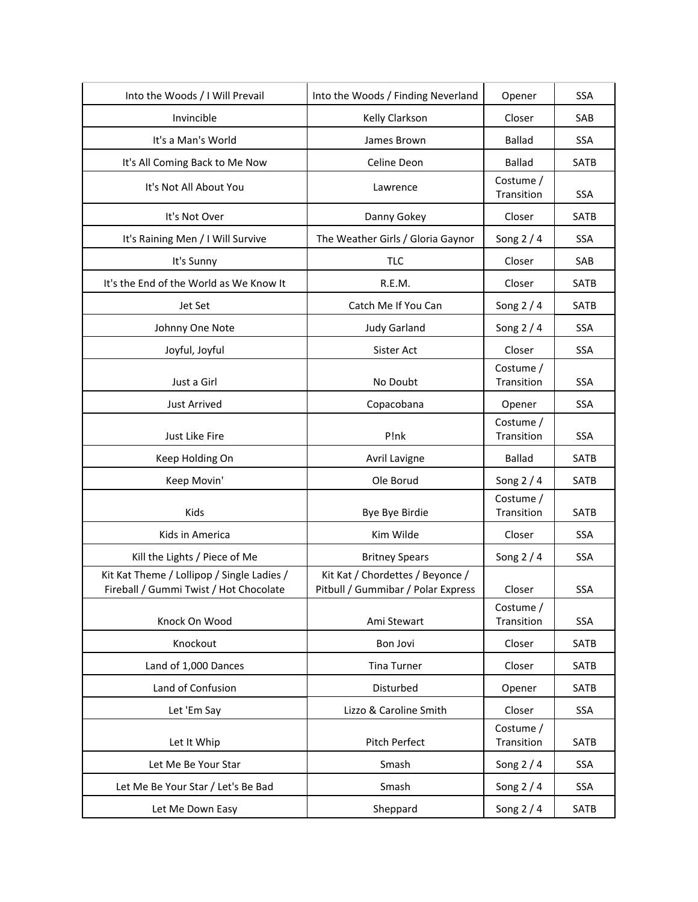| | | | |
|---|---|---|---|
| Into the Woods / I Will Prevail | Into the Woods / Finding Neverland | Opener | SSA |
| Invincible | Kelly Clarkson | Closer | SAB |
| It's a Man's World | James Brown | Ballad | SSA |
| It's All Coming Back to Me Now | Celine Deon | Ballad | SATB |
| It's Not All About You | Lawrence | Costume / Transition | SSA |
| It's Not Over | Danny Gokey | Closer | SATB |
| It's Raining Men / I Will Survive | The Weather Girls / Gloria Gaynor | Song 2 / 4 | SSA |
| It's Sunny | TLC | Closer | SAB |
| It's the End of the World as We Know It | R.E.M. | Closer | SATB |
| Jet Set | Catch Me If You Can | Song 2 / 4 | SATB |
| Johnny One Note | Judy Garland | Song 2 / 4 | SSA |
| Joyful, Joyful | Sister Act | Closer | SSA |
| Just a Girl | No Doubt | Costume / Transition | SSA |
| Just Arrived | Copacobana | Opener | SSA |
| Just Like Fire | P!nk | Costume / Transition | SSA |
| Keep Holding On | Avril Lavigne | Ballad | SATB |
| Keep Movin' | Ole Borud | Song 2 / 4 | SATB |
| Kids | Bye Bye Birdie | Costume / Transition | SATB |
| Kids in America | Kim Wilde | Closer | SSA |
| Kill the Lights / Piece of Me | Britney Spears | Song 2 / 4 | SSA |
| Kit Kat Theme / Lollipop / Single Ladies / Fireball / Gummi Twist / Hot Chocolate | Kit Kat / Chordettes / Beyonce / Pitbull / Gummibar / Polar Express | Closer | SSA |
| Knock On Wood | Ami Stewart | Costume / Transition | SSA |
| Knockout | Bon Jovi | Closer | SATB |
| Land of 1,000 Dances | Tina Turner | Closer | SATB |
| Land of Confusion | Disturbed | Opener | SATB |
| Let 'Em Say | Lizzo & Caroline Smith | Closer | SSA |
| Let It Whip | Pitch Perfect | Costume / Transition | SATB |
| Let Me Be Your Star | Smash | Song 2 / 4 | SSA |
| Let Me Be Your Star / Let's Be Bad | Smash | Song 2 / 4 | SSA |
| Let Me Down Easy | Sheppard | Song 2 / 4 | SATB |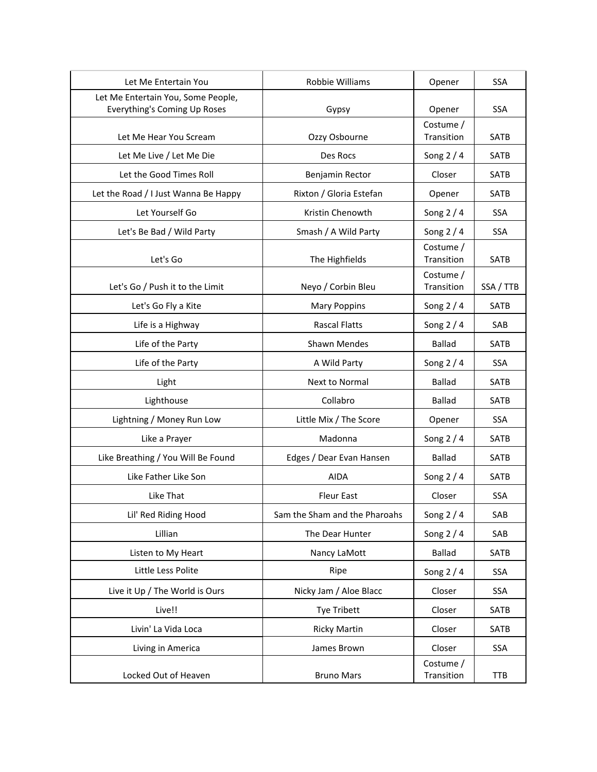| | | | |
|---|---|---|---|
| Let Me Entertain You | Robbie Williams | Opener | SSA |
| Let Me Entertain You, Some People, Everything's Coming Up Roses | Gypsy | Opener | SSA |
| Let Me Hear You Scream | Ozzy Osbourne | Costume / Transition | SATB |
| Let Me Live / Let Me Die | Des Rocs | Song 2 / 4 | SATB |
| Let the Good Times Roll | Benjamin Rector | Closer | SATB |
| Let the Road / I Just Wanna Be Happy | Rixton / Gloria Estefan | Opener | SATB |
| Let Yourself Go | Kristin Chenowth | Song 2 / 4 | SSA |
| Let's Be Bad / Wild Party | Smash / A Wild Party | Song 2 / 4 | SSA |
| Let's Go | The Highfields | Costume / Transition | SATB |
| Let's Go / Push it to the Limit | Neyo / Corbin Bleu | Costume / Transition | SSA / TTB |
| Let's Go Fly a Kite | Mary Poppins | Song 2 / 4 | SATB |
| Life is a Highway | Rascal Flatts | Song 2 / 4 | SAB |
| Life of the Party | Shawn Mendes | Ballad | SATB |
| Life of the Party | A Wild Party | Song 2 / 4 | SSA |
| Light | Next to Normal | Ballad | SATB |
| Lighthouse | Collabro | Ballad | SATB |
| Lightning / Money Run Low | Little Mix / The Score | Opener | SSA |
| Like a Prayer | Madonna | Song 2 / 4 | SATB |
| Like Breathing / You Will Be Found | Edges / Dear Evan Hansen | Ballad | SATB |
| Like Father Like Son | AIDA | Song 2 / 4 | SATB |
| Like That | Fleur East | Closer | SSA |
| Lil' Red Riding Hood | Sam the Sham and the Pharoahs | Song 2 / 4 | SAB |
| Lillian | The Dear Hunter | Song 2 / 4 | SAB |
| Listen to My Heart | Nancy LaMott | Ballad | SATB |
| Little Less Polite | Ripe | Song 2 / 4 | SSA |
| Live it Up / The World is Ours | Nicky Jam / Aloe Blacc | Closer | SSA |
| Live!! | Tye Tribett | Closer | SATB |
| Livin' La Vida Loca | Ricky Martin | Closer | SATB |
| Living in America | James Brown | Closer | SSA |
| Locked Out of Heaven | Bruno Mars | Costume / Transition | TTB |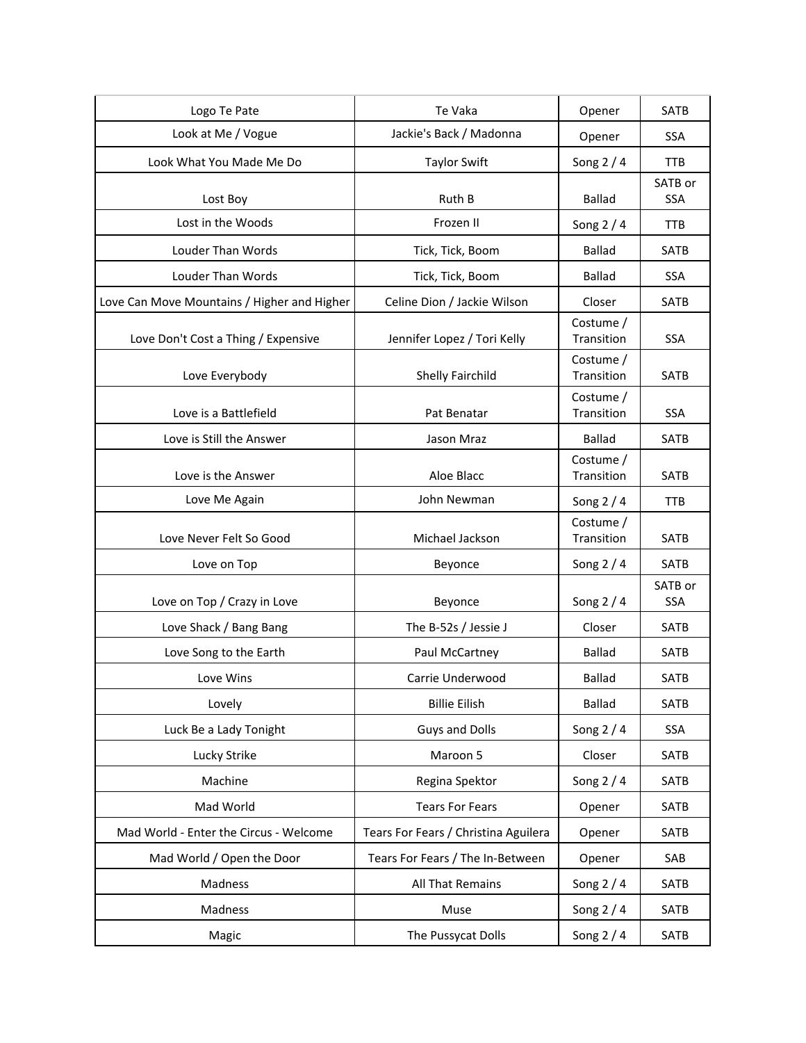| | | | |
|---|---|---|---|
| Logo Te Pate | Te Vaka | Opener | SATB |
| Look at Me / Vogue | Jackie's Back / Madonna | Opener | SSA |
| Look What You Made Me Do | Taylor Swift | Song 2 / 4 | TTB |
| Lost Boy | Ruth B | Ballad | SATB or SSA |
| Lost in the Woods | Frozen II | Song 2 / 4 | TTB |
| Louder Than Words | Tick, Tick, Boom | Ballad | SATB |
| Louder Than Words | Tick, Tick, Boom | Ballad | SSA |
| Love Can Move Mountains / Higher and Higher | Celine Dion / Jackie Wilson | Closer | SATB |
| Love Don't Cost a Thing / Expensive | Jennifer Lopez / Tori Kelly | Costume / Transition | SSA |
| Love Everybody | Shelly Fairchild | Costume / Transition | SATB |
| Love is a Battlefield | Pat Benatar | Costume / Transition | SSA |
| Love is Still the Answer | Jason Mraz | Ballad | SATB |
| Love is the Answer | Aloe Blacc | Costume / Transition | SATB |
| Love Me Again | John Newman | Song 2 / 4 | TTB |
| Love Never Felt So Good | Michael Jackson | Costume / Transition | SATB |
| Love on Top | Beyonce | Song 2 / 4 | SATB |
| Love on Top / Crazy in Love | Beyonce | Song 2 / 4 | SATB or SSA |
| Love Shack / Bang Bang | The B-52s / Jessie J | Closer | SATB |
| Love Song to the Earth | Paul McCartney | Ballad | SATB |
| Love Wins | Carrie Underwood | Ballad | SATB |
| Lovely | Billie Eilish | Ballad | SATB |
| Luck Be a Lady Tonight | Guys and Dolls | Song 2 / 4 | SSA |
| Lucky Strike | Maroon 5 | Closer | SATB |
| Machine | Regina Spektor | Song 2 / 4 | SATB |
| Mad World | Tears For Fears | Opener | SATB |
| Mad World - Enter the Circus - Welcome | Tears For Fears / Christina Aguilera | Opener | SATB |
| Mad World / Open the Door | Tears For Fears / The In-Between | Opener | SAB |
| Madness | All That Remains | Song 2 / 4 | SATB |
| Madness | Muse | Song 2 / 4 | SATB |
| Magic | The Pussycat Dolls | Song 2 / 4 | SATB |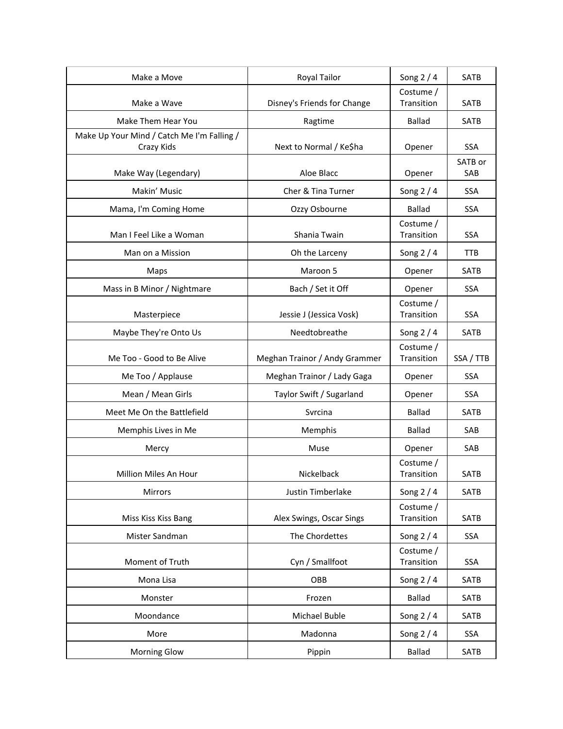| | | | |
|---|---|---|---|
| Make a Move | Royal Tailor | Song 2 / 4 | SATB |
| Make a Wave | Disney's Friends for Change | Costume / Transition | SATB |
| Make Them Hear You | Ragtime | Ballad | SATB |
| Make Up Your Mind / Catch Me I'm Falling / Crazy Kids | Next to Normal / Ke$ha | Opener | SSA |
| Make Way (Legendary) | Aloe Blacc | Opener | SATB or SAB |
| Makin' Music | Cher & Tina Turner | Song 2 / 4 | SSA |
| Mama, I'm Coming Home | Ozzy Osbourne | Ballad | SSA |
| Man I Feel Like a Woman | Shania Twain | Costume / Transition | SSA |
| Man on a Mission | Oh the Larceny | Song 2 / 4 | TTB |
| Maps | Maroon 5 | Opener | SATB |
| Mass in B Minor / Nightmare | Bach / Set it Off | Opener | SSA |
| Masterpiece | Jessie J (Jessica Vosk) | Costume / Transition | SSA |
| Maybe They're Onto Us | Needtobreathe | Song 2 / 4 | SATB |
| Me Too - Good to Be Alive | Meghan Trainor / Andy Grammer | Costume / Transition | SSA / TTB |
| Me Too / Applause | Meghan Trainor / Lady Gaga | Opener | SSA |
| Mean / Mean Girls | Taylor Swift / Sugarland | Opener | SSA |
| Meet Me On the Battlefield | Svrcina | Ballad | SATB |
| Memphis Lives in Me | Memphis | Ballad | SAB |
| Mercy | Muse | Opener | SAB |
| Million Miles An Hour | Nickelback | Costume / Transition | SATB |
| Mirrors | Justin Timberlake | Song 2 / 4 | SATB |
| Miss Kiss Kiss Bang | Alex Swings, Oscar Sings | Costume / Transition | SATB |
| Mister Sandman | The Chordettes | Song 2 / 4 | SSA |
| Moment of Truth | Cyn / Smallfoot | Costume / Transition | SSA |
| Mona Lisa | OBB | Song 2 / 4 | SATB |
| Monster | Frozen | Ballad | SATB |
| Moondance | Michael Buble | Song 2 / 4 | SATB |
| More | Madonna | Song 2 / 4 | SSA |
| Morning Glow | Pippin | Ballad | SATB |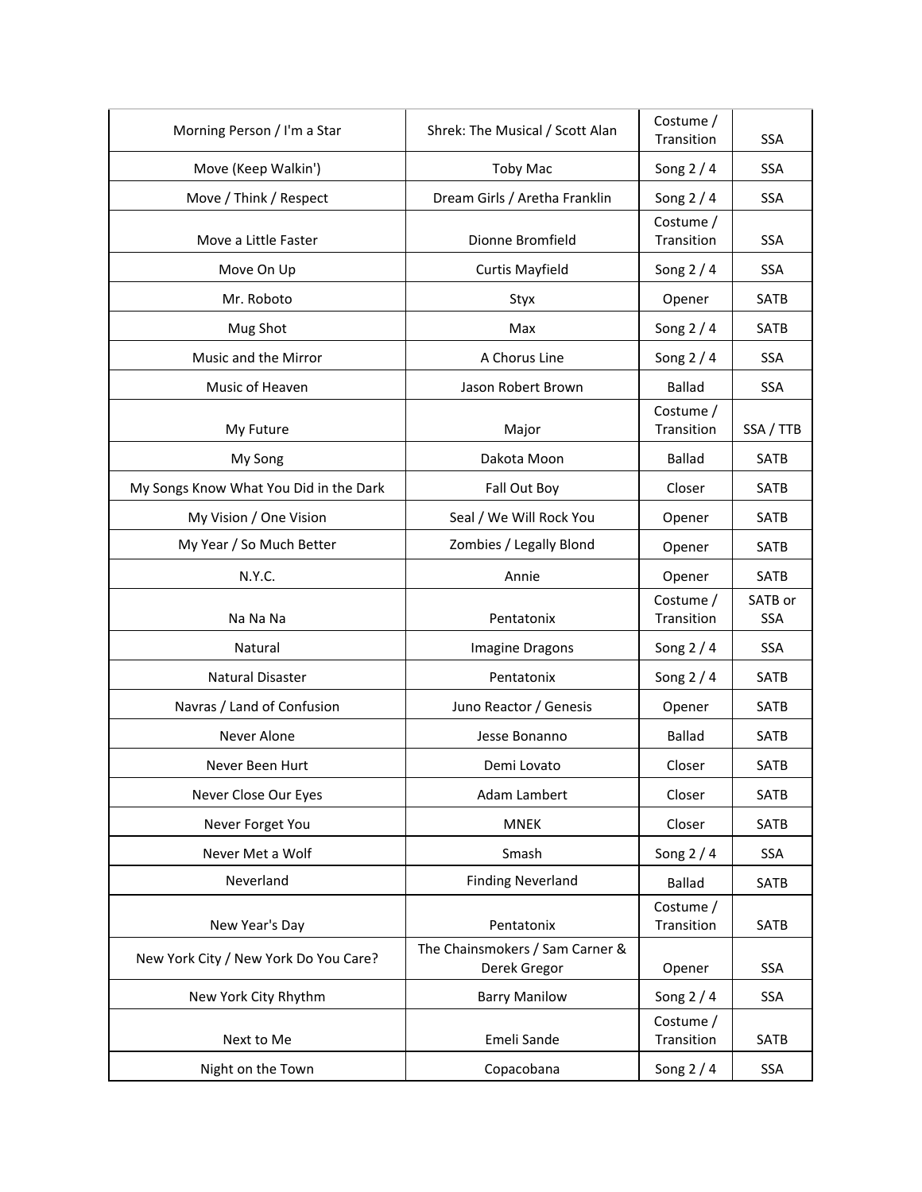| Morning Person / I'm a Star | Shrek: The Musical / Scott Alan | Costume / Transition | SSA |
|---|---|---|---|
| Move (Keep Walkin') | Toby Mac | Song 2 / 4 | SSA |
| Move / Think / Respect | Dream Girls / Aretha Franklin | Song 2 / 4 | SSA |
| Move a Little Faster | Dionne Bromfield | Costume / Transition | SSA |
| Move On Up | Curtis Mayfield | Song 2 / 4 | SSA |
| Mr. Roboto | Styx | Opener | SATB |
| Mug Shot | Max | Song 2 / 4 | SATB |
| Music and the Mirror | A Chorus Line | Song 2 / 4 | SSA |
| Music of Heaven | Jason Robert Brown | Ballad | SSA |
| My Future | Major | Costume / Transition | SSA / TTB |
| My Song | Dakota Moon | Ballad | SATB |
| My Songs Know What You Did in the Dark | Fall Out Boy | Closer | SATB |
| My Vision / One Vision | Seal / We Will Rock You | Opener | SATB |
| My Year / So Much Better | Zombies / Legally Blond | Opener | SATB |
| N.Y.C. | Annie | Opener | SATB |
| Na Na Na | Pentatonix | Costume / Transition | SATB or SSA |
| Natural | Imagine Dragons | Song 2 / 4 | SSA |
| Natural Disaster | Pentatonix | Song 2 / 4 | SATB |
| Navras / Land of Confusion | Juno Reactor / Genesis | Opener | SATB |
| Never Alone | Jesse Bonanno | Ballad | SATB |
| Never Been Hurt | Demi Lovato | Closer | SATB |
| Never Close Our Eyes | Adam Lambert | Closer | SATB |
| Never Forget You | MNEK | Closer | SATB |
| Never Met a Wolf | Smash | Song 2 / 4 | SSA |
| Neverland | Finding Neverland | Ballad | SATB |
| New Year's Day | Pentatonix | Costume / Transition | SATB |
| New York City / New York Do You Care? | The Chainsmokers / Sam Carner & Derek Gregor | Opener | SSA |
| New York City Rhythm | Barry Manilow | Song 2 / 4 | SSA |
| Next to Me | Emeli Sande | Costume / Transition | SATB |
| Night on the Town | Copacobana | Song 2 / 4 | SSA |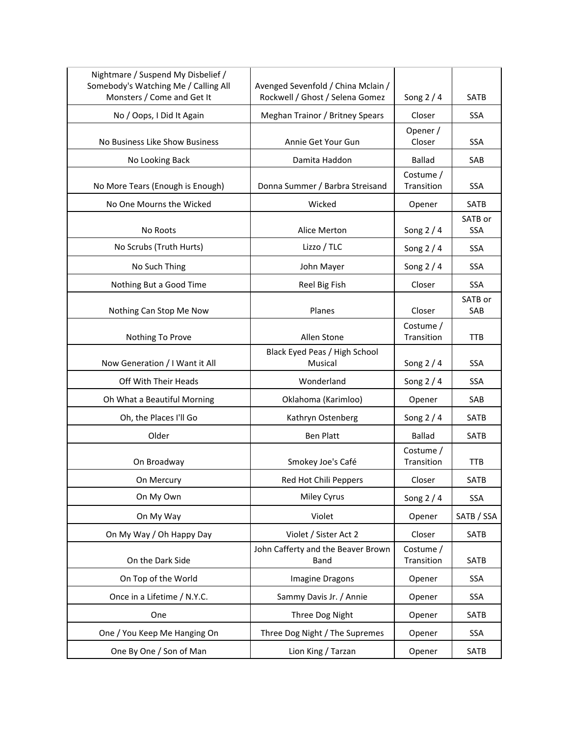| | | | |
|---|---|---|---|
| Nightmare / Suspend My Disbelief / Somebody's Watching Me / Calling All Monsters / Come and Get It | Avenged Sevenfold / China Mclain / Rockwell / Ghost / Selena Gomez | Song 2 / 4 | SATB |
| No / Oops, I Did It Again | Meghan Trainor / Britney Spears | Closer | SSA |
| No Business Like Show Business | Annie Get Your Gun | Opener / Closer | SSA |
| No Looking Back | Damita Haddon | Ballad | SAB |
| No More Tears (Enough is Enough) | Donna Summer / Barbra Streisand | Costume / Transition | SSA |
| No One Mourns the Wicked | Wicked | Opener | SATB |
| No Roots | Alice Merton | Song 2 / 4 | SATB or SSA |
| No Scrubs (Truth Hurts) | Lizzo / TLC | Song 2 / 4 | SSA |
| No Such Thing | John Mayer | Song 2 / 4 | SSA |
| Nothing But a Good Time | Reel Big Fish | Closer | SSA |
| Nothing Can Stop Me Now | Planes | Closer | SATB or SAB |
| Nothing To Prove | Allen Stone | Costume / Transition | TTB |
| Now Generation / I Want it All | Black Eyed Peas / High School Musical | Song 2 / 4 | SSA |
| Off With Their Heads | Wonderland | Song 2 / 4 | SSA |
| Oh What a Beautiful Morning | Oklahoma (Karimloo) | Opener | SAB |
| Oh, the Places I'll Go | Kathryn Ostenberg | Song 2 / 4 | SATB |
| Older | Ben Platt | Ballad | SATB |
| On Broadway | Smokey Joe's Café | Costume / Transition | TTB |
| On Mercury | Red Hot Chili Peppers | Closer | SATB |
| On My Own | Miley Cyrus | Song 2 / 4 | SSA |
| On My Way | Violet | Opener | SATB / SSA |
| On My Way / Oh Happy Day | Violet / Sister Act 2 | Closer | SATB |
| On the Dark Side | John Cafferty and the Beaver Brown Band | Costume / Transition | SATB |
| On Top of the World | Imagine Dragons | Opener | SSA |
| Once in a Lifetime / N.Y.C. | Sammy Davis Jr. / Annie | Opener | SSA |
| One | Three Dog Night | Opener | SATB |
| One / You Keep Me Hanging On | Three Dog Night / The Supremes | Opener | SSA |
| One By One / Son of Man | Lion King / Tarzan | Opener | SATB |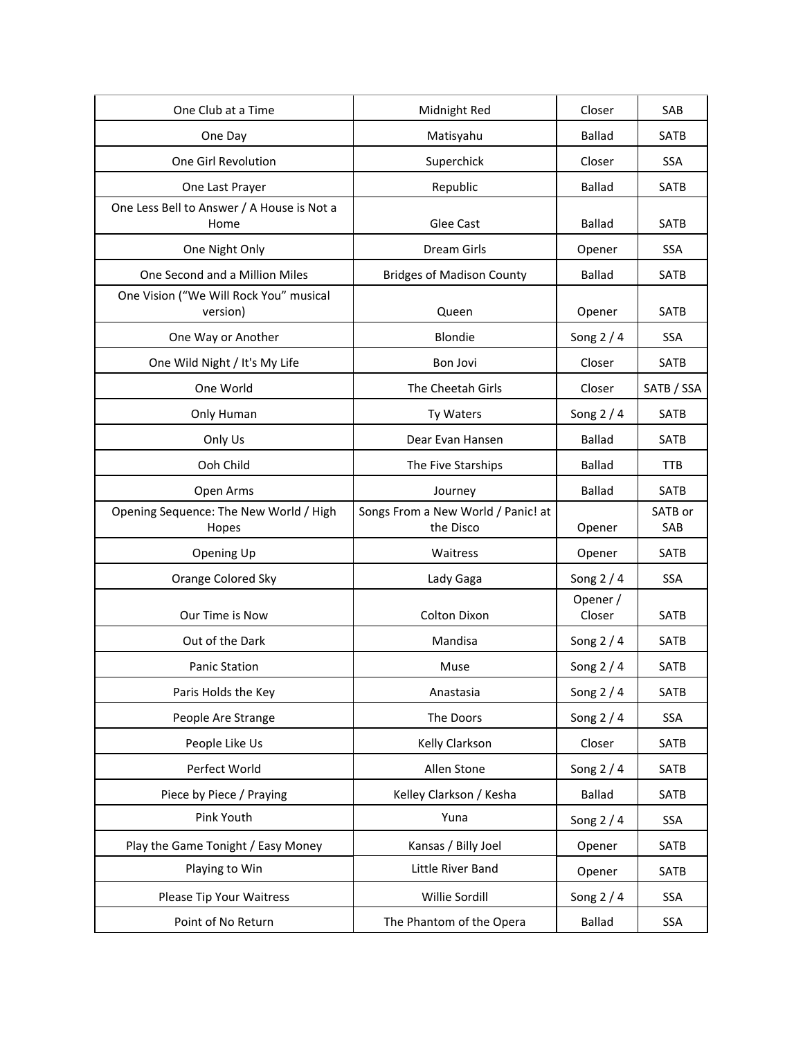| One Club at a Time | Midnight Red | Closer | SAB |
|---|---|---|---|
| One Day | Matisyahu | Ballad | SATB |
| One Girl Revolution | Superchick | Closer | SSA |
| One Last Prayer | Republic | Ballad | SATB |
| One Less Bell to Answer / A House is Not a Home | Glee Cast | Ballad | SATB |
| One Night Only | Dream Girls | Opener | SSA |
| One Second and a Million Miles | Bridges of Madison County | Ballad | SATB |
| One Vision (“We Will Rock You” musical version) | Queen | Opener | SATB |
| One Way or Another | Blondie | Song 2 / 4 | SSA |
| One Wild Night / It's My Life | Bon Jovi | Closer | SATB |
| One World | The Cheetah Girls | Closer | SATB / SSA |
| Only Human | Ty Waters | Song 2 / 4 | SATB |
| Only Us | Dear Evan Hansen | Ballad | SATB |
| Ooh Child | The Five Starships | Ballad | TTB |
| Open Arms | Journey | Ballad | SATB |
| Opening Sequence: The New World / High Hopes | Songs From a New World / Panic! at the Disco | Opener | SATB or SAB |
| Opening Up | Waitress | Opener | SATB |
| Orange Colored Sky | Lady Gaga | Song 2 / 4 | SSA |
| Our Time is Now | Colton Dixon | Opener / Closer | SATB |
| Out of the Dark | Mandisa | Song 2 / 4 | SATB |
| Panic Station | Muse | Song 2 / 4 | SATB |
| Paris Holds the Key | Anastasia | Song 2 / 4 | SATB |
| People Are Strange | The Doors | Song 2 / 4 | SSA |
| People Like Us | Kelly Clarkson | Closer | SATB |
| Perfect World | Allen Stone | Song 2 / 4 | SATB |
| Piece by Piece / Praying | Kelley Clarkson / Kesha | Ballad | SATB |
| Pink Youth | Yuna | Song 2 / 4 | SSA |
| Play the Game Tonight / Easy Money | Kansas / Billy Joel | Opener | SATB |
| Playing to Win | Little River Band | Opener | SATB |
| Please Tip Your Waitress | Willie Sordill | Song 2 / 4 | SSA |
| Point of No Return | The Phantom of the Opera | Ballad | SSA |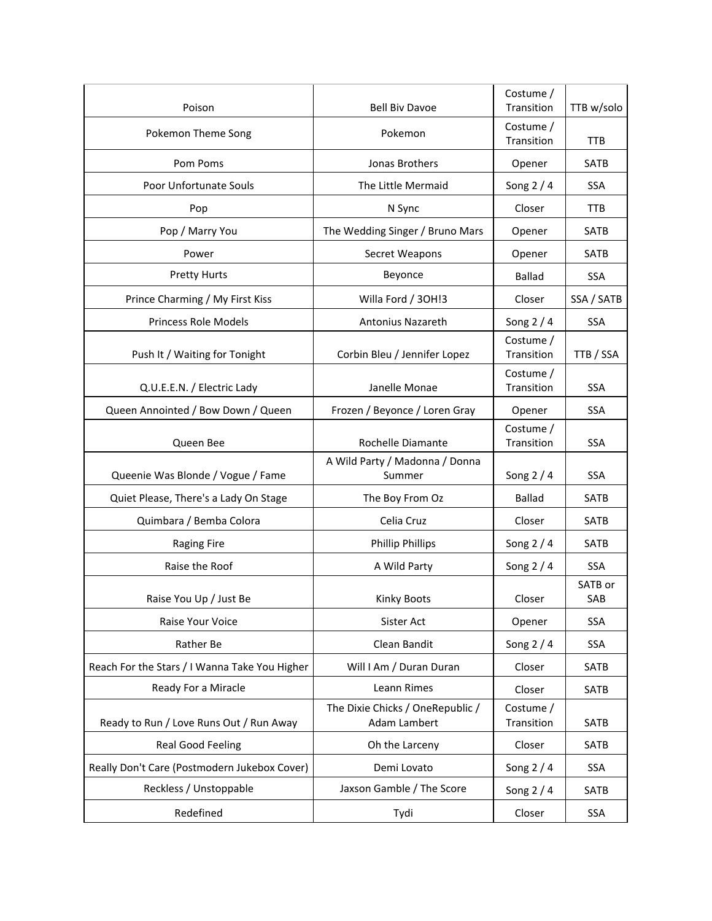| Poison | Bell Biv Davoe | Costume / Transition | TTB w/solo |
|---|---|---|---|
| Pokemon Theme Song | Pokemon | Costume / Transition | TTB |
| Pom Poms | Jonas Brothers | Opener | SATB |
| Poor Unfortunate Souls | The Little Mermaid | Song 2 / 4 | SSA |
| Pop | N Sync | Closer | TTB |
| Pop / Marry You | The Wedding Singer / Bruno Mars | Opener | SATB |
| Power | Secret Weapons | Opener | SATB |
| Pretty Hurts | Beyonce | Ballad | SSA |
| Prince Charming / My First Kiss | Willa Ford / 3OH!3 | Closer | SSA / SATB |
| Princess Role Models | Antonius Nazareth | Song 2 / 4 | SSA |
| Push It / Waiting for Tonight | Corbin Bleu / Jennifer Lopez | Costume / Transition | TTB / SSA |
| Q.U.E.E.N. / Electric Lady | Janelle Monae | Costume / Transition | SSA |
| Queen Annointed / Bow Down / Queen | Frozen / Beyonce / Loren Gray | Opener | SSA |
| Queen Bee | Rochelle Diamante | Costume / Transition | SSA |
| Queenie Was Blonde / Vogue / Fame | A Wild Party / Madonna / Donna Summer | Song 2 / 4 | SSA |
| Quiet Please, There's a Lady On Stage | The Boy From Oz | Ballad | SATB |
| Quimbara / Bemba Colora | Celia Cruz | Closer | SATB |
| Raging Fire | Phillip Phillips | Song 2 / 4 | SATB |
| Raise the Roof | A Wild Party | Song 2 / 4 | SSA |
| Raise You Up / Just Be | Kinky Boots | Closer | SATB or SAB |
| Raise Your Voice | Sister Act | Opener | SSA |
| Rather Be | Clean Bandit | Song 2 / 4 | SSA |
| Reach For the Stars / I Wanna Take You Higher | Will I Am / Duran Duran | Closer | SATB |
| Ready For a Miracle | Leann Rimes | Closer | SATB |
| Ready to Run / Love Runs Out / Run Away | The Dixie Chicks / OneRepublic / Adam Lambert | Costume / Transition | SATB |
| Real Good Feeling | Oh the Larceny | Closer | SATB |
| Really Don't Care (Postmodern Jukebox Cover) | Demi Lovato | Song 2 / 4 | SSA |
| Reckless / Unstoppable | Jaxson Gamble / The Score | Song 2 / 4 | SATB |
| Redefined | Tydi | Closer | SSA |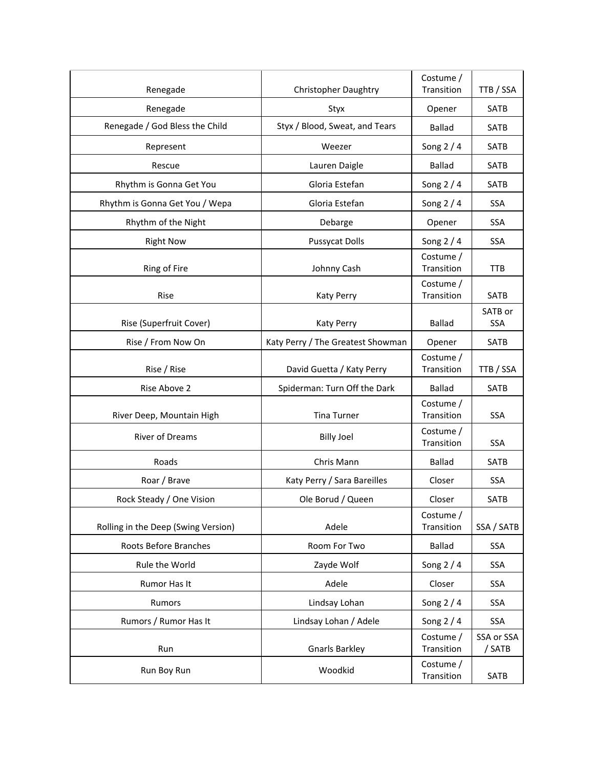| Renegade | Christopher Daughtry | Costume / Transition | TTB / SSA |
|---|---|---|---|
| Renegade | Styx | Opener | SATB |
| Renegade / God Bless the Child | Styx / Blood, Sweat, and Tears | Ballad | SATB |
| Represent | Weezer | Song 2 / 4 | SATB |
| Rescue | Lauren Daigle | Ballad | SATB |
| Rhythm is Gonna Get You | Gloria Estefan | Song 2 / 4 | SATB |
| Rhythm is Gonna Get You / Wepa | Gloria Estefan | Song 2 / 4 | SSA |
| Rhythm of the Night | Debarge | Opener | SSA |
| Right Now | Pussycat Dolls | Song 2 / 4 | SSA |
| Ring of Fire | Johnny Cash | Costume / Transition | TTB |
| Rise | Katy Perry | Costume / Transition | SATB |
| Rise (Superfruit Cover) | Katy Perry | Ballad | SATB or SSA |
| Rise / From Now On | Katy Perry / The Greatest Showman | Opener | SATB |
| Rise / Rise | David Guetta / Katy Perry | Costume / Transition | TTB / SSA |
| Rise Above 2 | Spiderman: Turn Off the Dark | Ballad | SATB |
| River Deep, Mountain High | Tina Turner | Costume / Transition | SSA |
| River of Dreams | Billy Joel | Costume / Transition | SSA |
| Roads | Chris Mann | Ballad | SATB |
| Roar / Brave | Katy Perry / Sara Bareilles | Closer | SSA |
| Rock Steady / One Vision | Ole Borud / Queen | Closer | SATB |
| Rolling in the Deep (Swing Version) | Adele | Costume / Transition | SSA / SATB |
| Roots Before Branches | Room For Two | Ballad | SSA |
| Rule the World | Zayde Wolf | Song 2 / 4 | SSA |
| Rumor Has It | Adele | Closer | SSA |
| Rumors | Lindsay Lohan | Song 2 / 4 | SSA |
| Rumors / Rumor Has It | Lindsay Lohan / Adele | Song 2 / 4 | SSA |
| Run | Gnarls Barkley | Costume / Transition | SSA or SSA / SATB |
| Run Boy Run | Woodkid | Costume / Transition | SATB |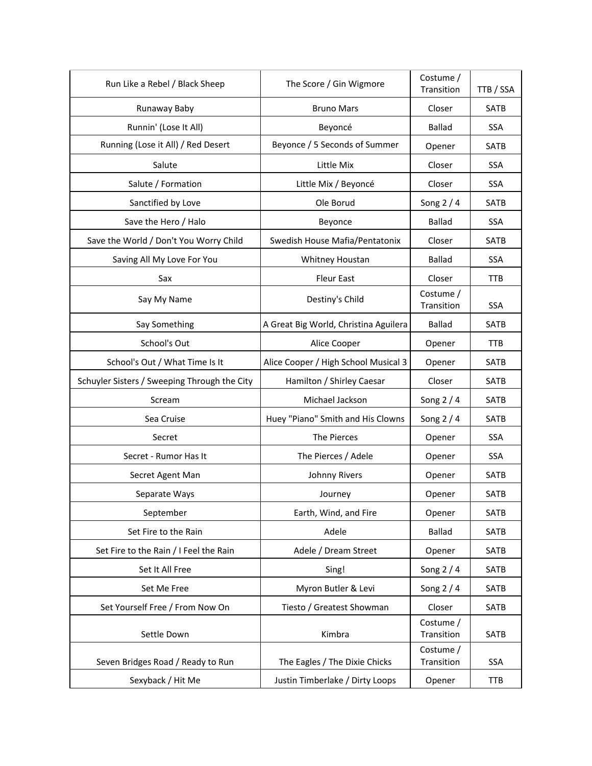| Run Like a Rebel / Black Sheep | The Score / Gin Wigmore | Costume / Transition | TTB / SSA |
|---|---|---|---|
| Runaway Baby | Bruno Mars | Closer | SATB |
| Runnin' (Lose It All) | Beyoncé | Ballad | SSA |
| Running (Lose it All) / Red Desert | Beyonce / 5 Seconds of Summer | Opener | SATB |
| Salute | Little Mix | Closer | SSA |
| Salute / Formation | Little Mix / Beyoncé | Closer | SSA |
| Sanctified by Love | Ole Borud | Song 2 / 4 | SATB |
| Save the Hero / Halo | Beyonce | Ballad | SSA |
| Save the World / Don't You Worry Child | Swedish House Mafia/Pentatonix | Closer | SATB |
| Saving All My Love For You | Whitney Houstan | Ballad | SSA |
| Sax | Fleur East | Closer | TTB |
| Say My Name | Destiny's Child | Costume / Transition | SSA |
| Say Something | A Great Big World, Christina Aguilera | Ballad | SATB |
| School's Out | Alice Cooper | Opener | TTB |
| School's Out / What Time Is It | Alice Cooper / High School Musical 3 | Opener | SATB |
| Schuyler Sisters / Sweeping Through the City | Hamilton / Shirley Caesar | Closer | SATB |
| Scream | Michael Jackson | Song 2 / 4 | SATB |
| Sea Cruise | Huey "Piano" Smith and His Clowns | Song 2 / 4 | SATB |
| Secret | The Pierces | Opener | SSA |
| Secret - Rumor Has It | The Pierces / Adele | Opener | SSA |
| Secret Agent Man | Johnny Rivers | Opener | SATB |
| Separate Ways | Journey | Opener | SATB |
| September | Earth, Wind, and Fire | Opener | SATB |
| Set Fire to the Rain | Adele | Ballad | SATB |
| Set Fire to the Rain / I Feel the Rain | Adele / Dream Street | Opener | SATB |
| Set It All Free | Sing! | Song 2 / 4 | SATB |
| Set Me Free | Myron Butler & Levi | Song 2 / 4 | SATB |
| Set Yourself Free / From Now On | Tiesto / Greatest Showman | Closer | SATB |
| Settle Down | Kimbra | Costume / Transition | SATB |
| Seven Bridges Road / Ready to Run | The Eagles / The Dixie Chicks | Costume / Transition | SSA |
| Sexyback / Hit Me | Justin Timberlake / Dirty Loops | Opener | TTB |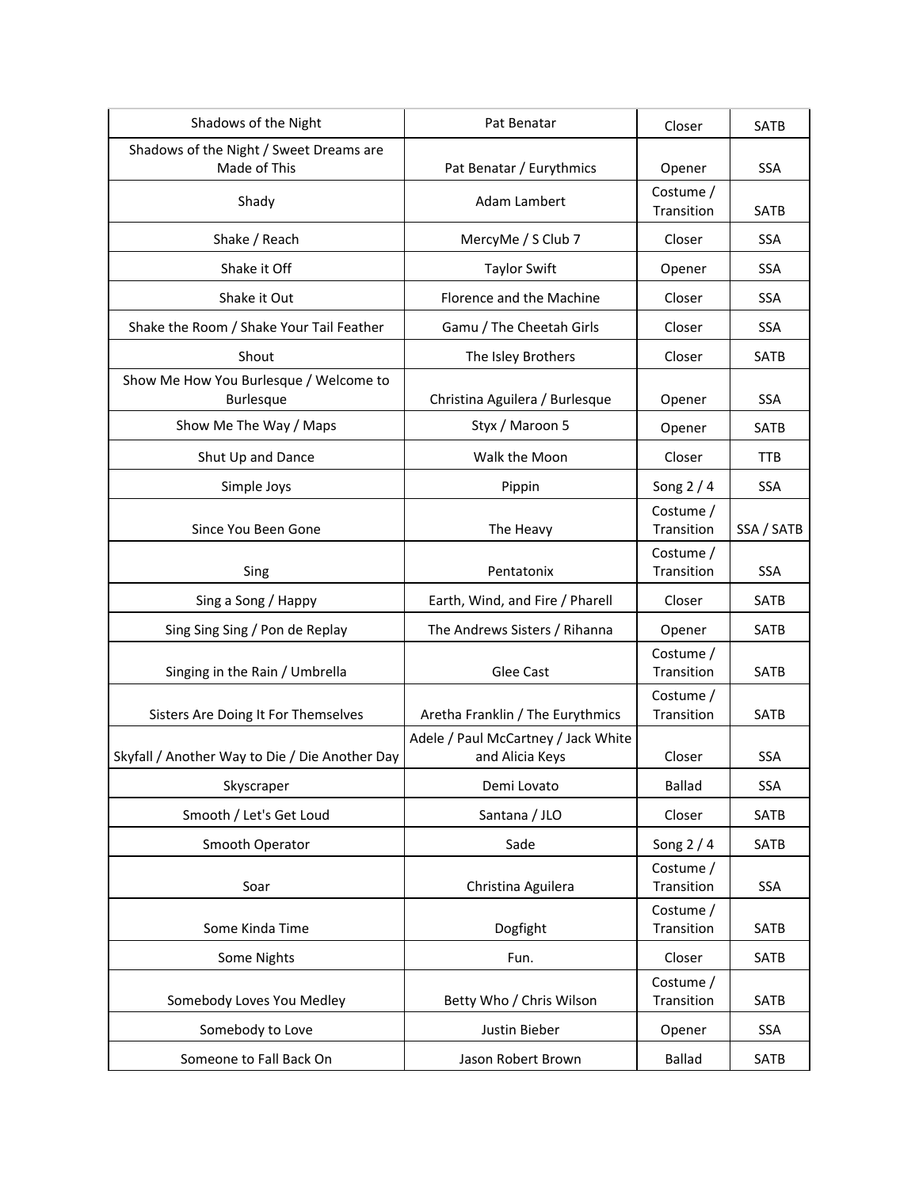| Shadows of the Night | Pat Benatar | Closer | SATB |
|---|---|---|---|
| Shadows of the Night / Sweet Dreams are Made of This | Pat Benatar / Eurythmics | Opener | SSA |
| Shady | Adam Lambert | Costume / Transition | SATB |
| Shake / Reach | MercyMe / S Club 7 | Closer | SSA |
| Shake it Off | Taylor Swift | Opener | SSA |
| Shake it Out | Florence and the Machine | Closer | SSA |
| Shake the Room / Shake Your Tail Feather | Gamu / The Cheetah Girls | Closer | SSA |
| Shout | The Isley Brothers | Closer | SATB |
| Show Me How You Burlesque / Welcome to Burlesque | Christina Aguilera / Burlesque | Opener | SSA |
| Show Me The Way / Maps | Styx / Maroon 5 | Opener | SATB |
| Shut Up and Dance | Walk the Moon | Closer | TTB |
| Simple Joys | Pippin | Song 2 / 4 | SSA |
| Since You Been Gone | The Heavy | Costume / Transition | SSA / SATB |
| Sing | Pentatonix | Costume / Transition | SSA |
| Sing a Song / Happy | Earth, Wind, and Fire / Pharell | Closer | SATB |
| Sing Sing Sing / Pon de Replay | The Andrews Sisters / Rihanna | Opener | SATB |
| Singing in the Rain / Umbrella | Glee Cast | Costume / Transition | SATB |
| Sisters Are Doing It For Themselves | Aretha Franklin / The Eurythmics | Costume / Transition | SATB |
| Skyfall / Another Way to Die / Die Another Day | Adele / Paul McCartney / Jack White and Alicia Keys | Closer | SSA |
| Skyscraper | Demi Lovato | Ballad | SSA |
| Smooth / Let's Get Loud | Santana / JLO | Closer | SATB |
| Smooth Operator | Sade | Song 2 / 4 | SATB |
| Soar | Christina Aguilera | Costume / Transition | SSA |
| Some Kinda Time | Dogfight | Costume / Transition | SATB |
| Some Nights | Fun. | Closer | SATB |
| Somebody Loves You Medley | Betty Who / Chris Wilson | Costume / Transition | SATB |
| Somebody to Love | Justin Bieber | Opener | SSA |
| Someone to Fall Back On | Jason Robert Brown | Ballad | SATB |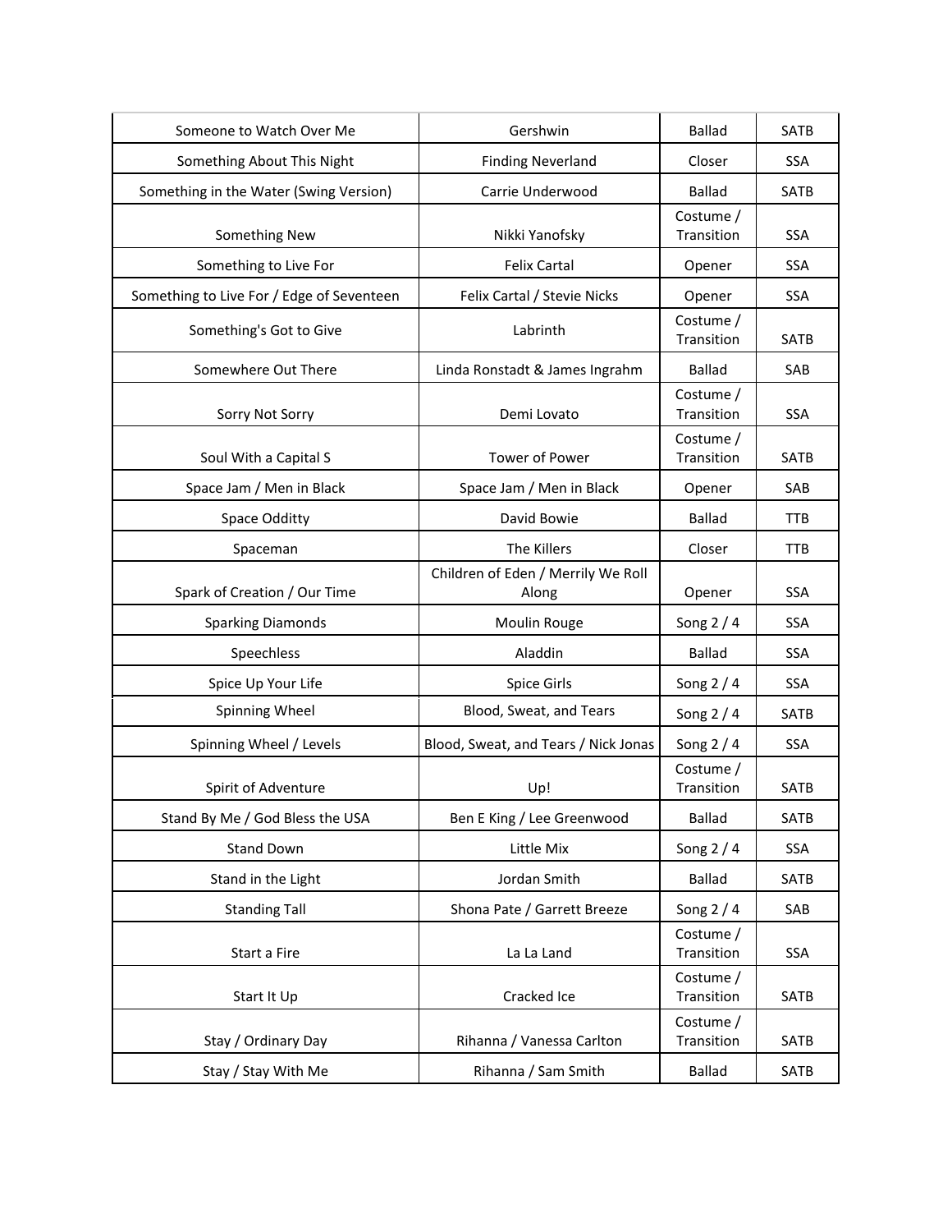| Someone to Watch Over Me | Gershwin | Ballad | SATB |
|---|---|---|---|
| Something About This Night | Finding Neverland | Closer | SSA |
| Something in the Water (Swing Version) | Carrie Underwood | Ballad | SATB |
| Something New | Nikki Yanofsky | Costume / Transition | SSA |
| Something to Live For | Felix Cartal | Opener | SSA |
| Something to Live For / Edge of Seventeen | Felix Cartal / Stevie Nicks | Opener | SSA |
| Something's Got to Give | Labrinth | Costume / Transition | SATB |
| Somewhere Out There | Linda Ronstadt & James Ingrahm | Ballad | SAB |
| Sorry Not Sorry | Demi Lovato | Costume / Transition | SSA |
| Soul With a Capital S | Tower of Power | Costume / Transition | SATB |
| Space Jam / Men in Black | Space Jam / Men in Black | Opener | SAB |
| Space Odditty | David Bowie | Ballad | TTB |
| Spaceman | The Killers | Closer | TTB |
| Spark of Creation / Our Time | Children of Eden / Merrily We Roll Along | Opener | SSA |
| Sparking Diamonds | Moulin Rouge | Song 2 / 4 | SSA |
| Speechless | Aladdin | Ballad | SSA |
| Spice Up Your Life | Spice Girls | Song 2 / 4 | SSA |
| Spinning Wheel | Blood, Sweat, and Tears | Song 2 / 4 | SATB |
| Spinning Wheel / Levels | Blood, Sweat, and Tears / Nick Jonas | Song 2 / 4 | SSA |
| Spirit of Adventure | Up! | Costume / Transition | SATB |
| Stand By Me / God Bless the USA | Ben E King / Lee Greenwood | Ballad | SATB |
| Stand Down | Little Mix | Song 2 / 4 | SSA |
| Stand in the Light | Jordan Smith | Ballad | SATB |
| Standing Tall | Shona Pate / Garrett Breeze | Song 2 / 4 | SAB |
| Start a Fire | La La Land | Costume / Transition | SSA |
| Start It Up | Cracked Ice | Costume / Transition | SATB |
| Stay / Ordinary Day | Rihanna / Vanessa Carlton | Costume / Transition | SATB |
| Stay / Stay With Me | Rihanna / Sam Smith | Ballad | SATB |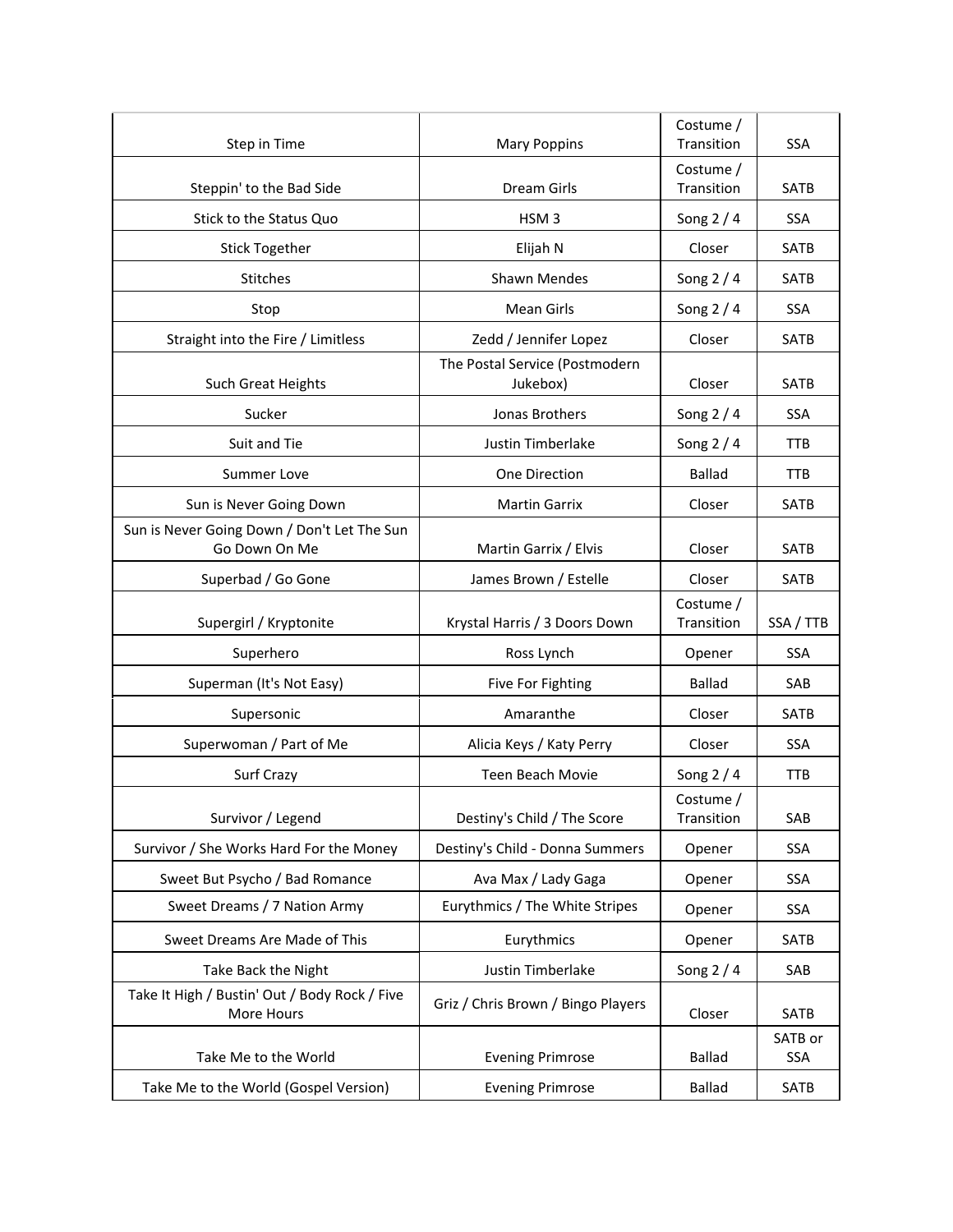| Step in Time | Mary Poppins | Costume / Transition | SSA |
|---|---|---|---|
| Steppin' to the Bad Side | Dream Girls | Costume / Transition | SATB |
| Stick to the Status Quo | HSM 3 | Song 2 / 4 | SSA |
| Stick Together | Elijah N | Closer | SATB |
| Stitches | Shawn Mendes | Song 2 / 4 | SATB |
| Stop | Mean Girls | Song 2 / 4 | SSA |
| Straight into the Fire / Limitless | Zedd / Jennifer Lopez | Closer | SATB |
| Such Great Heights | The Postal Service (Postmodern Jukebox) | Closer | SATB |
| Sucker | Jonas Brothers | Song 2 / 4 | SSA |
| Suit and Tie | Justin Timberlake | Song 2 / 4 | TTB |
| Summer Love | One Direction | Ballad | TTB |
| Sun is Never Going Down | Martin Garrix | Closer | SATB |
| Sun is Never Going Down / Don't Let The Sun Go Down On Me | Martin Garrix / Elvis | Closer | SATB |
| Superbad / Go Gone | James Brown / Estelle | Closer | SATB |
| Supergirl / Kryptonite | Krystal Harris / 3 Doors Down | Costume / Transition | SSA / TTB |
| Superhero | Ross Lynch | Opener | SSA |
| Superman (It's Not Easy) | Five For Fighting | Ballad | SAB |
| Supersonic | Amaranthe | Closer | SATB |
| Superwoman / Part of Me | Alicia Keys / Katy Perry | Closer | SSA |
| Surf Crazy | Teen Beach Movie | Song 2 / 4 | TTB |
| Survivor / Legend | Destiny's Child / The Score | Costume / Transition | SAB |
| Survivor / She Works Hard For the Money | Destiny's Child - Donna Summers | Opener | SSA |
| Sweet But Psycho / Bad Romance | Ava Max / Lady Gaga | Opener | SSA |
| Sweet Dreams / 7 Nation Army | Eurythmics / The White Stripes | Opener | SSA |
| Sweet Dreams Are Made of This | Eurythmics | Opener | SATB |
| Take Back the Night | Justin Timberlake | Song 2 / 4 | SAB |
| Take It High / Bustin' Out / Body Rock / Five More Hours | Griz / Chris Brown / Bingo Players | Closer | SATB |
| Take Me to the World | Evening Primrose | Ballad | SATB or SSA |
| Take Me to the World (Gospel Version) | Evening Primrose | Ballad | SATB |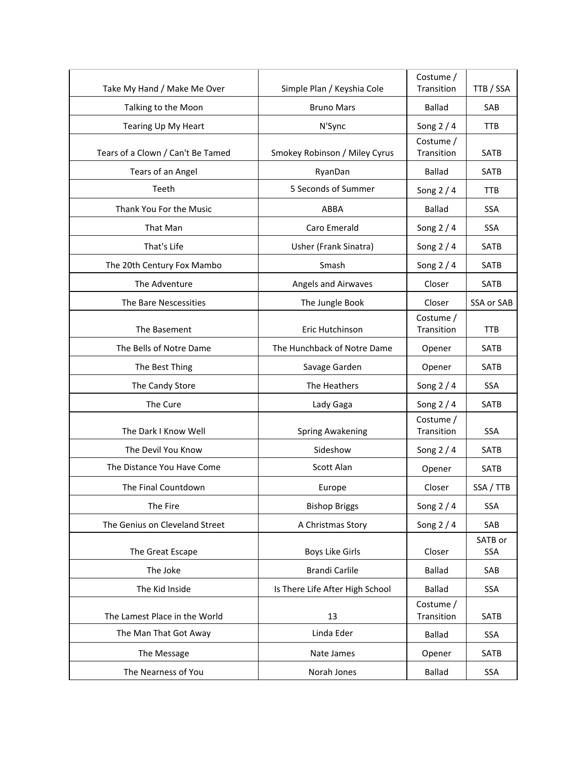| Take My Hand / Make Me Over | Simple Plan / Keyshia Cole | Costume / Transition | TTB / SSA |
|---|---|---|---|
| Talking to the Moon | Bruno Mars | Ballad | SAB |
| Tearing Up My Heart | N'Sync | Song 2 / 4 | TTB |
| Tears of a Clown / Can't Be Tamed | Smokey Robinson / Miley Cyrus | Costume / Transition | SATB |
| Tears of an Angel | RyanDan | Ballad | SATB |
| Teeth | 5 Seconds of Summer | Song 2 / 4 | TTB |
| Thank You For the Music | ABBA | Ballad | SSA |
| That Man | Caro Emerald | Song 2 / 4 | SSA |
| That's Life | Usher (Frank Sinatra) | Song 2 / 4 | SATB |
| The 20th Century Fox Mambo | Smash | Song 2 / 4 | SATB |
| The Adventure | Angels and Airwaves | Closer | SATB |
| The Bare Nescessities | The Jungle Book | Closer | SSA or SAB |
| The Basement | Eric Hutchinson | Costume / Transition | TTB |
| The Bells of Notre Dame | The Hunchback of Notre Dame | Opener | SATB |
| The Best Thing | Savage Garden | Opener | SATB |
| The Candy Store | The Heathers | Song 2 / 4 | SSA |
| The Cure | Lady Gaga | Song 2 / 4 | SATB |
| The Dark I Know Well | Spring Awakening | Costume / Transition | SSA |
| The Devil You Know | Sideshow | Song 2 / 4 | SATB |
| The Distance You Have Come | Scott Alan | Opener | SATB |
| The Final Countdown | Europe | Closer | SSA / TTB |
| The Fire | Bishop Briggs | Song 2 / 4 | SSA |
| The Genius on Cleveland Street | A Christmas Story | Song 2 / 4 | SAB |
| The Great Escape | Boys Like Girls | Closer | SATB or SSA |
| The Joke | Brandi Carlile | Ballad | SAB |
| The Kid Inside | Is There Life After High School | Ballad | SSA |
| The Lamest Place in the World | 13 | Costume / Transition | SATB |
| The Man That Got Away | Linda Eder | Ballad | SSA |
| The Message | Nate James | Opener | SATB |
| The Nearness of You | Norah Jones | Ballad | SSA |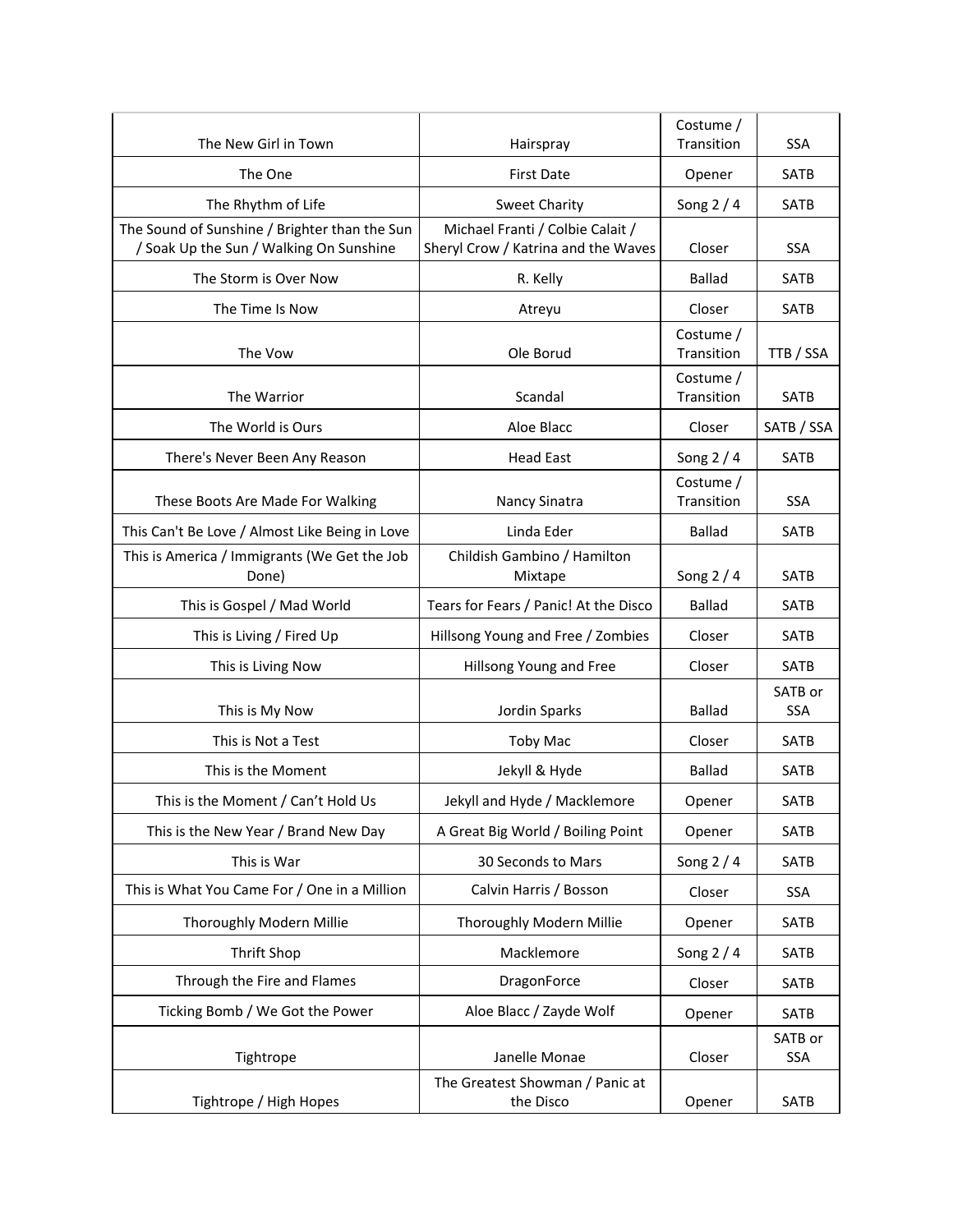| The New Girl in Town | Hairspray | Costume / Transition | SSA |
|---|---|---|---|
| The One | First Date | Opener | SATB |
| The Rhythm of Life | Sweet Charity | Song 2 / 4 | SATB |
| The Sound of Sunshine / Brighter than the Sun / Soak Up the Sun / Walking On Sunshine | Michael Franti / Colbie Calait / Sheryl Crow / Katrina and the Waves | Closer | SSA |
| The Storm is Over Now | R. Kelly | Ballad | SATB |
| The Time Is Now | Atreyu | Closer | SATB |
| The Vow | Ole Borud | Costume / Transition | TTB / SSA |
| The Warrior | Scandal | Costume / Transition | SATB |
| The World is Ours | Aloe Blacc | Closer | SATB / SSA |
| There's Never Been Any Reason | Head East | Song 2 / 4 | SATB |
| These Boots Are Made For Walking | Nancy Sinatra | Costume / Transition | SSA |
| This Can't Be Love / Almost Like Being in Love | Linda Eder | Ballad | SATB |
| This is America / Immigrants (We Get the Job Done) | Childish Gambino / Hamilton Mixtape | Song 2 / 4 | SATB |
| This is Gospel / Mad World | Tears for Fears / Panic! At the Disco | Ballad | SATB |
| This is Living / Fired Up | Hillsong Young and Free / Zombies | Closer | SATB |
| This is Living Now | Hillsong Young and Free | Closer | SATB |
| This is My Now | Jordin Sparks | Ballad | SATB or SSA |
| This is Not a Test | Toby Mac | Closer | SATB |
| This is the Moment | Jekyll & Hyde | Ballad | SATB |
| This is the Moment / Can't Hold Us | Jekyll and Hyde / Macklemore | Opener | SATB |
| This is the New Year / Brand New Day | A Great Big World / Boiling Point | Opener | SATB |
| This is War | 30 Seconds to Mars | Song 2 / 4 | SATB |
| This is What You Came For / One in a Million | Calvin Harris / Bosson | Closer | SSA |
| Thoroughly Modern Millie | Thoroughly Modern Millie | Opener | SATB |
| Thrift Shop | Macklemore | Song 2 / 4 | SATB |
| Through the Fire and Flames | DragonForce | Closer | SATB |
| Ticking Bomb / We Got the Power | Aloe Blacc / Zayde Wolf | Opener | SATB |
| Tightrope | Janelle Monae | Closer | SATB or SSA |
| Tightrope / High Hopes | The Greatest Showman / Panic at the Disco | Opener | SATB |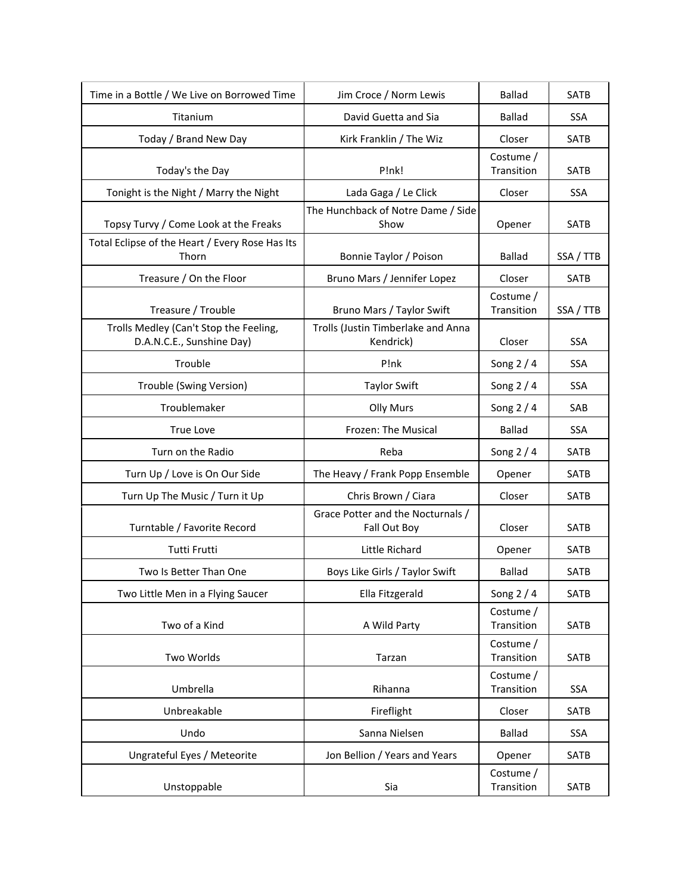| Time in a Bottle / We Live on Borrowed Time | Jim Croce / Norm Lewis | Ballad | SATB |
|---|---|---|---|
| Titanium | David Guetta and Sia | Ballad | SSA |
| Today / Brand New Day | Kirk Franklin / The Wiz | Closer | SATB |
| Today's the Day | P!nk! | Costume / Transition | SATB |
| Tonight is the Night / Marry the Night | Lada Gaga / Le Click | Closer | SSA |
| Topsy Turvy / Come Look at the Freaks | The Hunchback of Notre Dame / Side Show | Opener | SATB |
| Total Eclipse of the Heart / Every Rose Has Its Thorn | Bonnie Taylor / Poison | Ballad | SSA / TTB |
| Treasure / On the Floor | Bruno Mars / Jennifer Lopez | Closer | SATB |
| Treasure / Trouble | Bruno Mars / Taylor Swift | Costume / Transition | SSA / TTB |
| Trolls Medley (Can't Stop the Feeling, D.A.N.C.E., Sunshine Day) | Trolls (Justin Timberlake and Anna Kendrick) | Closer | SSA |
| Trouble | P!nk | Song 2 / 4 | SSA |
| Trouble (Swing Version) | Taylor Swift | Song 2 / 4 | SSA |
| Troublemaker | Olly Murs | Song 2 / 4 | SAB |
| True Love | Frozen: The Musical | Ballad | SSA |
| Turn on the Radio | Reba | Song 2 / 4 | SATB |
| Turn Up / Love is On Our Side | The Heavy / Frank Popp Ensemble | Opener | SATB |
| Turn Up The Music / Turn it Up | Chris Brown / Ciara | Closer | SATB |
| Turntable / Favorite Record | Grace Potter and the Nocturnals / Fall Out Boy | Closer | SATB |
| Tutti Frutti | Little Richard | Opener | SATB |
| Two Is Better Than One | Boys Like Girls / Taylor Swift | Ballad | SATB |
| Two Little Men in a Flying Saucer | Ella Fitzgerald | Song 2 / 4 | SATB |
| Two of a Kind | A Wild Party | Costume / Transition | SATB |
| Two Worlds | Tarzan | Costume / Transition | SATB |
| Umbrella | Rihanna | Costume / Transition | SSA |
| Unbreakable | Fireflight | Closer | SATB |
| Undo | Sanna Nielsen | Ballad | SSA |
| Ungrateful Eyes / Meteorite | Jon Bellion / Years and Years | Opener | SATB |
| Unstoppable | Sia | Costume / Transition | SATB |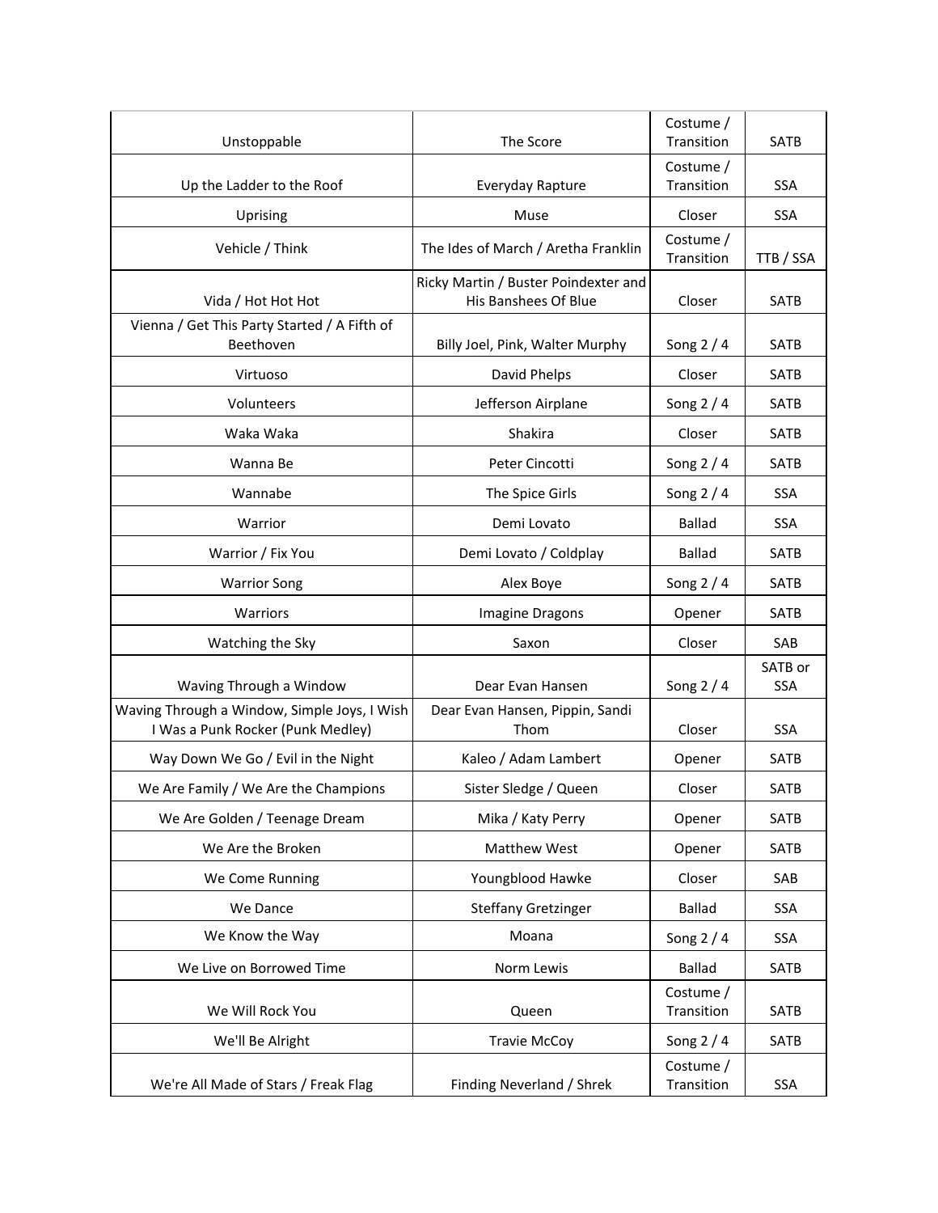| | | | |
|---|---|---|---|
| Unstoppable | The Score | Costume / Transition | SATB |
| Up the Ladder to the Roof | Everyday Rapture | Costume / Transition | SSA |
| Uprising | Muse | Closer | SSA |
| Vehicle / Think | The Ides of March / Aretha Franklin | Costume / Transition | TTB / SSA |
| Vida / Hot Hot Hot | Ricky Martin / Buster Poindexter and His Banshees Of Blue | Closer | SATB |
| Vienna / Get This Party Started / A Fifth of Beethoven | Billy Joel, Pink, Walter Murphy | Song 2 / 4 | SATB |
| Virtuoso | David Phelps | Closer | SATB |
| Volunteers | Jefferson Airplane | Song 2 / 4 | SATB |
| Waka Waka | Shakira | Closer | SATB |
| Wanna Be | Peter Cincotti | Song 2 / 4 | SATB |
| Wannabe | The Spice Girls | Song 2 / 4 | SSA |
| Warrior | Demi Lovato | Ballad | SSA |
| Warrior / Fix You | Demi Lovato / Coldplay | Ballad | SATB |
| Warrior Song | Alex Boye | Song 2 / 4 | SATB |
| Warriors | Imagine Dragons | Opener | SATB |
| Watching the Sky | Saxon | Closer | SAB |
| Waving Through a Window | Dear Evan Hansen | Song 2 / 4 | SATB or SSA |
| Waving Through a Window, Simple Joys, I Wish I Was a Punk Rocker (Punk Medley) | Dear Evan Hansen, Pippin, Sandi Thom | Closer | SSA |
| Way Down We Go / Evil in the Night | Kaleo / Adam Lambert | Opener | SATB |
| We Are Family / We Are the Champions | Sister Sledge / Queen | Closer | SATB |
| We Are Golden / Teenage Dream | Mika / Katy Perry | Opener | SATB |
| We Are the Broken | Matthew West | Opener | SATB |
| We Come Running | Youngblood Hawke | Closer | SAB |
| We Dance | Steffany Gretzinger | Ballad | SSA |
| We Know the Way | Moana | Song 2 / 4 | SSA |
| We Live on Borrowed Time | Norm Lewis | Ballad | SATB |
| We Will Rock You | Queen | Costume / Transition | SATB |
| We'll Be Alright | Travie McCoy | Song 2 / 4 | SATB |
| We're All Made of Stars / Freak Flag | Finding Neverland / Shrek | Costume / Transition | SSA |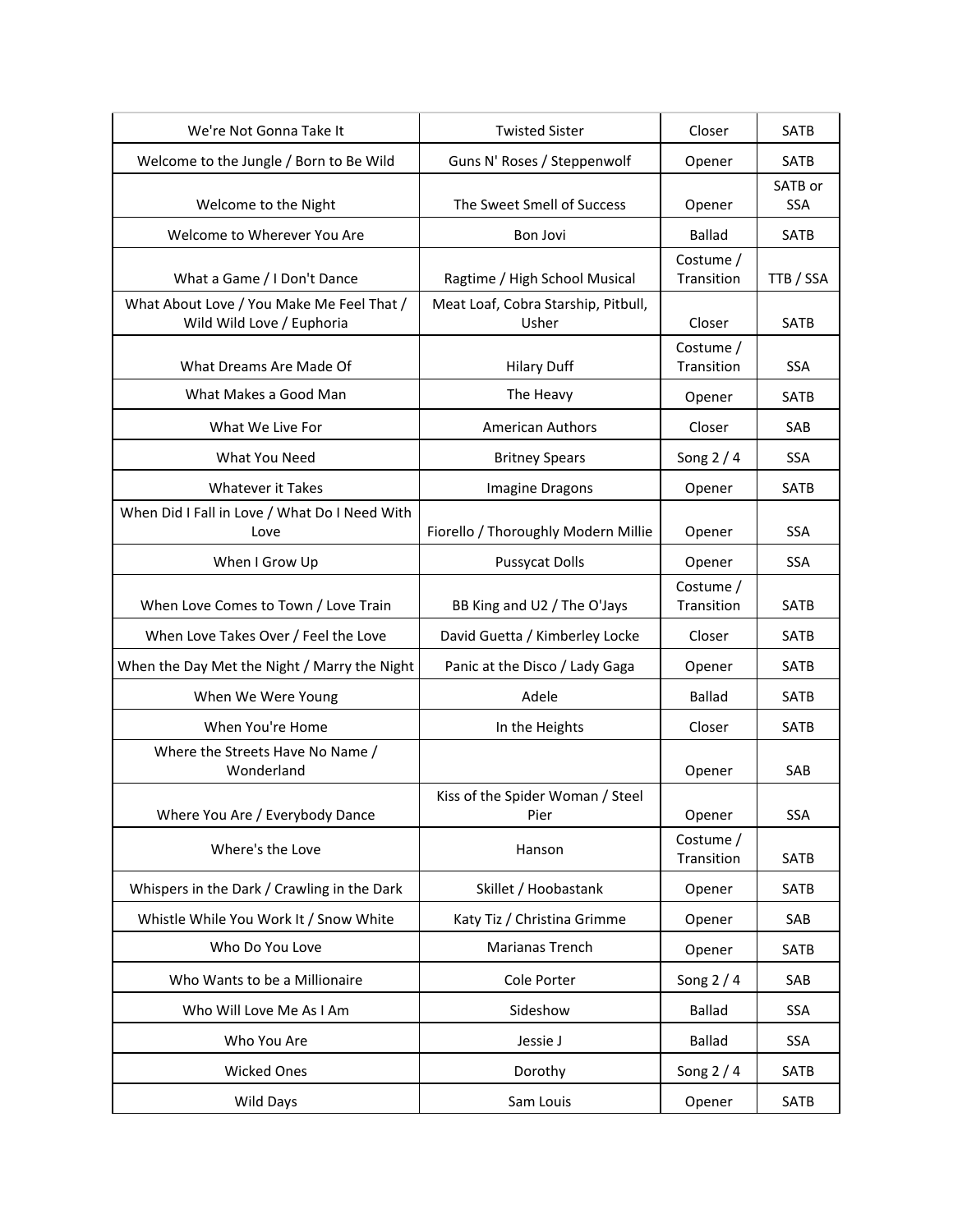| We're Not Gonna Take It | Twisted Sister | Closer | SATB |
|---|---|---|---|
| Welcome to the Jungle / Born to Be Wild | Guns N' Roses / Steppenwolf | Opener | SATB |
| Welcome to the Night | The Sweet Smell of Success | Opener | SATB or SSA |
| Welcome to Wherever You Are | Bon Jovi | Ballad | SATB |
| What a Game / I Don't Dance | Ragtime / High School Musical | Costume / Transition | TTB / SSA |
| What About Love / You Make Me Feel That / Wild Wild Love / Euphoria | Meat Loaf, Cobra Starship, Pitbull, Usher | Closer | SATB |
| What Dreams Are Made Of | Hilary Duff | Costume / Transition | SSA |
| What Makes a Good Man | The Heavy | Opener | SATB |
| What We Live For | American Authors | Closer | SAB |
| What You Need | Britney Spears | Song 2 / 4 | SSA |
| Whatever it Takes | Imagine Dragons | Opener | SATB |
| When Did I Fall in Love / What Do I Need With Love | Fiorello / Thoroughly Modern Millie | Opener | SSA |
| When I Grow Up | Pussycat Dolls | Opener | SSA |
| When Love Comes to Town / Love Train | BB King and U2 / The O'Jays | Costume / Transition | SATB |
| When Love Takes Over / Feel the Love | David Guetta / Kimberley Locke | Closer | SATB |
| When the Day Met the Night / Marry the Night | Panic at the Disco / Lady Gaga | Opener | SATB |
| When We Were Young | Adele | Ballad | SATB |
| When You're Home | In the Heights | Closer | SATB |
| Where the Streets Have No Name / Wonderland | | Opener | SAB |
| Where You Are / Everybody Dance | Kiss of the Spider Woman / Steel Pier | Opener | SSA |
| Where's the Love | Hanson | Costume / Transition | SATB |
| Whispers in the Dark / Crawling in the Dark | Skillet / Hoobastank | Opener | SATB |
| Whistle While You Work It / Snow White | Katy Tiz / Christina Grimme | Opener | SAB |
| Who Do You Love | Marianas Trench | Opener | SATB |
| Who Wants to be a Millionaire | Cole Porter | Song 2 / 4 | SAB |
| Who Will Love Me As I Am | Sideshow | Ballad | SSA |
| Who You Are | Jessie J | Ballad | SSA |
| Wicked Ones | Dorothy | Song 2 / 4 | SATB |
| Wild Days | Sam Louis | Opener | SATB |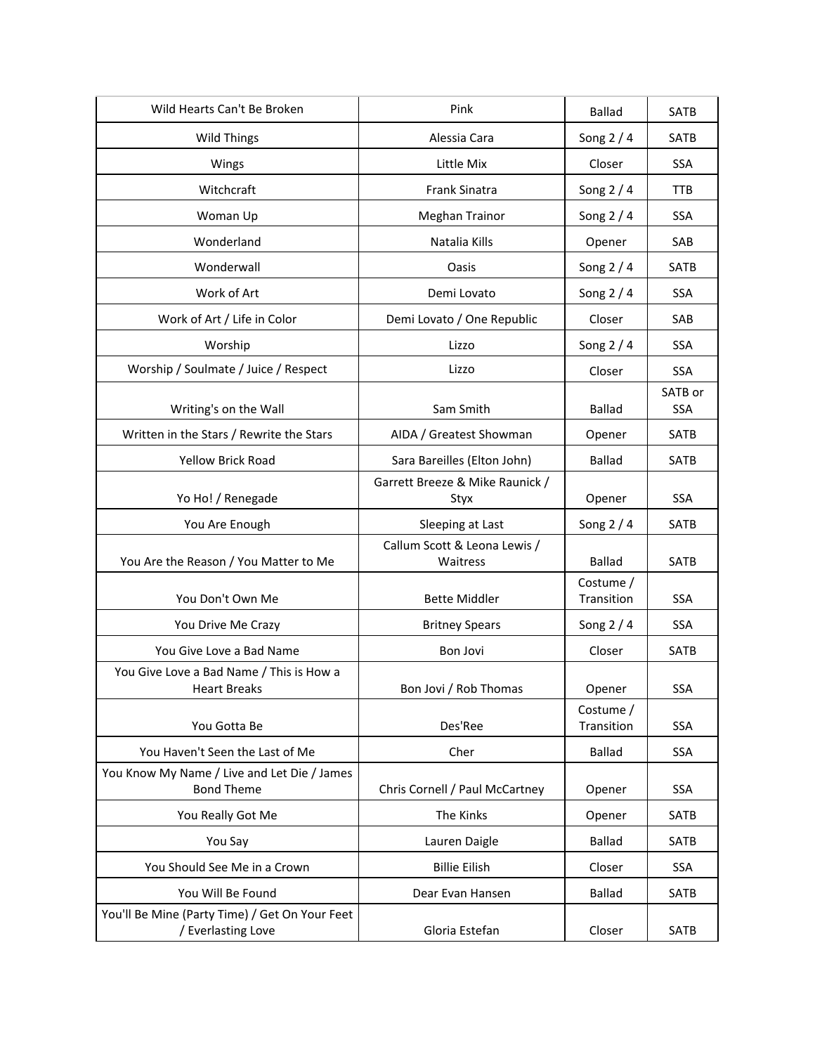| Wild Hearts Can't Be Broken | Pink | Ballad | SATB |
| --- | --- | --- | --- |
| Wild Things | Alessia Cara | Song 2 / 4 | SATB |
| Wings | Little Mix | Closer | SSA |
| Witchcraft | Frank Sinatra | Song 2 / 4 | TTB |
| Woman Up | Meghan Trainor | Song 2 / 4 | SSA |
| Wonderland | Natalia Kills | Opener | SAB |
| Wonderwall | Oasis | Song 2 / 4 | SATB |
| Work of Art | Demi Lovato | Song 2 / 4 | SSA |
| Work of Art / Life in Color | Demi Lovato / One Republic | Closer | SAB |
| Worship | Lizzo | Song 2 / 4 | SSA |
| Worship / Soulmate / Juice / Respect | Lizzo | Closer | SSA |
| Writing's on the Wall | Sam Smith | Ballad | SATB or SSA |
| Written in the Stars / Rewrite the Stars | AIDA / Greatest Showman | Opener | SATB |
| Yellow Brick Road | Sara Bareilles (Elton John) | Ballad | SATB |
| Yo Ho! / Renegade | Garrett Breeze & Mike Raunick / Styx | Opener | SSA |
| You Are Enough | Sleeping at Last | Song 2 / 4 | SATB |
| You Are the Reason / You Matter to Me | Callum Scott & Leona Lewis / Waitress | Ballad | SATB |
| You Don't Own Me | Bette Middler | Costume / Transition | SSA |
| You Drive Me Crazy | Britney Spears | Song 2 / 4 | SSA |
| You Give Love a Bad Name | Bon Jovi | Closer | SATB |
| You Give Love a Bad Name / This is How a Heart Breaks | Bon Jovi / Rob Thomas | Opener | SSA |
| You Gotta Be | Des'Ree | Costume / Transition | SSA |
| You Haven't Seen the Last of Me | Cher | Ballad | SSA |
| You Know My Name / Live and Let Die / James Bond Theme | Chris Cornell / Paul McCartney | Opener | SSA |
| You Really Got Me | The Kinks | Opener | SATB |
| You Say | Lauren Daigle | Ballad | SATB |
| You Should See Me in a Crown | Billie Eilish | Closer | SSA |
| You Will Be Found | Dear Evan Hansen | Ballad | SATB |
| You'll Be Mine (Party Time) / Get On Your Feet / Everlasting Love | Gloria Estefan | Closer | SATB |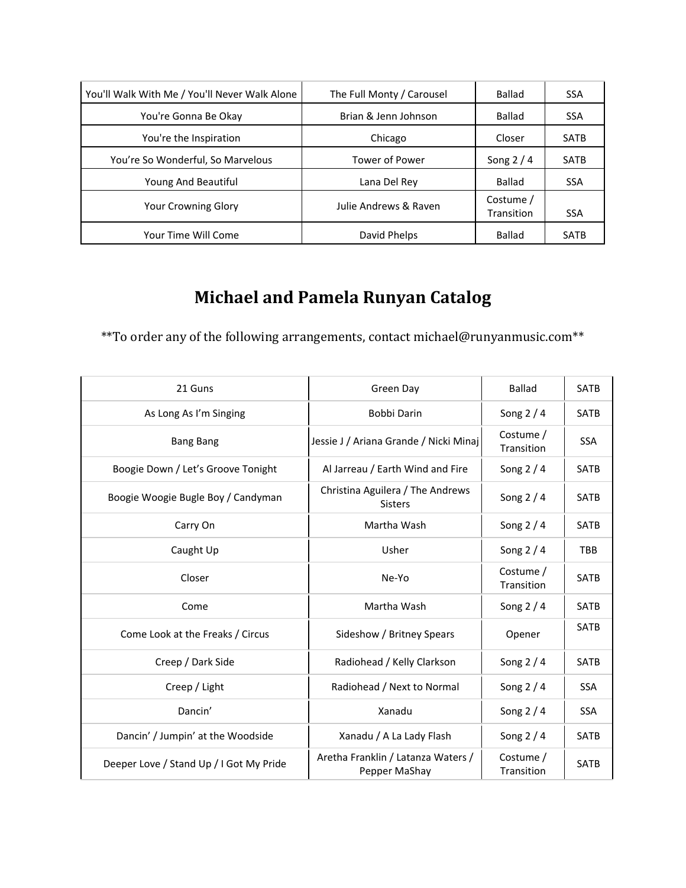| | | | |
|---|---|---|---|
| You'll Walk With Me / You'll Never Walk Alone | The Full Monty / Carousel | Ballad | SSA |
| You're Gonna Be Okay | Brian & Jenn Johnson | Ballad | SSA |
| You're the Inspiration | Chicago | Closer | SATB |
| You're So Wonderful, So Marvelous | Tower of Power | Song 2 / 4 | SATB |
| Young And Beautiful | Lana Del Rey | Ballad | SSA |
| Your Crowning Glory | Julie Andrews & Raven | Costume / Transition | SSA |
| Your Time Will Come | David Phelps | Ballad | SATB |

# Michael and Pamela Runyan Catalog

**To order any of the following arrangements, contact michael@runyanmusic.com**

| | | | |
|---|---|---|---|
| 21 Guns | Green Day | Ballad | SATB |
| As Long As I'm Singing | Bobbi Darin | Song 2 / 4 | SATB |
| Bang Bang | Jessie J / Ariana Grande / Nicki Minaj | Costume / Transition | SSA |
| Boogie Down / Let's Groove Tonight | Al Jarreau / Earth Wind and Fire | Song 2 / 4 | SATB |
| Boogie Woogie Bugle Boy / Candyman | Christina Aguilera / The Andrews Sisters | Song 2 / 4 | SATB |
| Carry On | Martha Wash | Song 2 / 4 | SATB |
| Caught Up | Usher | Song 2 / 4 | TBB |
| Closer | Ne-Yo | Costume / Transition | SATB |
| Come | Martha Wash | Song 2 / 4 | SATB |
| Come Look at the Freaks / Circus | Sideshow / Britney Spears | Opener | SATB |
| Creep / Dark Side | Radiohead / Kelly Clarkson | Song 2 / 4 | SATB |
| Creep / Light | Radiohead / Next to Normal | Song 2 / 4 | SSA |
| Dancin' | Xanadu | Song 2 / 4 | SSA |
| Dancin' / Jumpin' at the Woodside | Xanadu / A La Lady Flash | Song 2 / 4 | SATB |
| Deeper Love / Stand Up / I Got My Pride | Aretha Franklin / Latanza Waters / Pepper MaShay | Costume / Transition | SATB |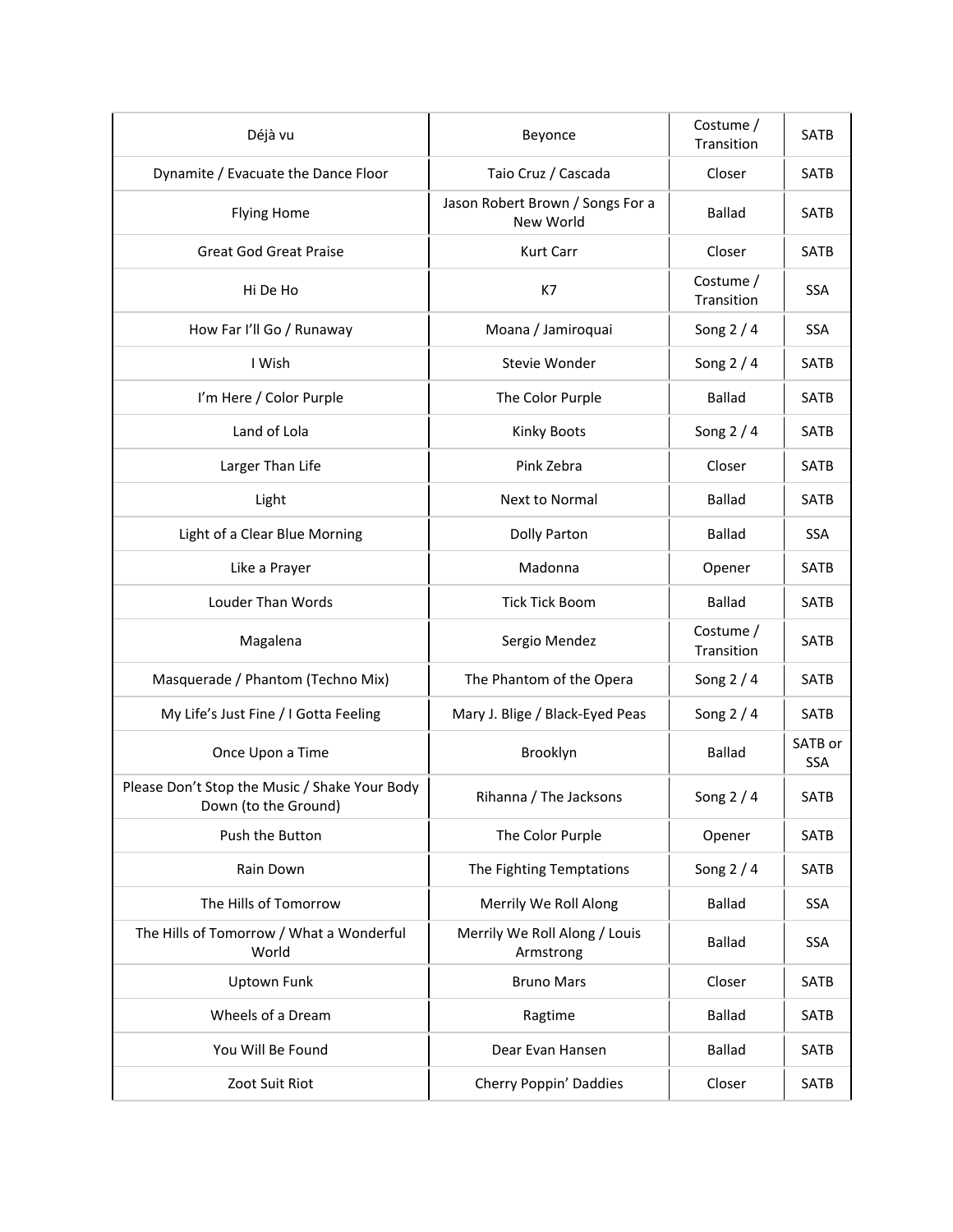| | | | |
|---|---|---|---|
| Déjà vu | Beyonce | Costume / Transition | SATB |
| Dynamite / Evacuate the Dance Floor | Taio Cruz / Cascada | Closer | SATB |
| Flying Home | Jason Robert Brown / Songs For a New World | Ballad | SATB |
| Great God Great Praise | Kurt Carr | Closer | SATB |
| Hi De Ho | K7 | Costume / Transition | SSA |
| How Far I'll Go / Runaway | Moana / Jamiroquai | Song 2 / 4 | SSA |
| I Wish | Stevie Wonder | Song 2 / 4 | SATB |
| I'm Here / Color Purple | The Color Purple | Ballad | SATB |
| Land of Lola | Kinky Boots | Song 2 / 4 | SATB |
| Larger Than Life | Pink Zebra | Closer | SATB |
| Light | Next to Normal | Ballad | SATB |
| Light of a Clear Blue Morning | Dolly Parton | Ballad | SSA |
| Like a Prayer | Madonna | Opener | SATB |
| Louder Than Words | Tick Tick Boom | Ballad | SATB |
| Magalena | Sergio Mendez | Costume / Transition | SATB |
| Masquerade / Phantom (Techno Mix) | The Phantom of the Opera | Song 2 / 4 | SATB |
| My Life's Just Fine / I Gotta Feeling | Mary J. Blige / Black-Eyed Peas | Song 2 / 4 | SATB |
| Once Upon a Time | Brooklyn | Ballad | SATB or SSA |
| Please Don't Stop the Music / Shake Your Body Down (to the Ground) | Rihanna / The Jacksons | Song 2 / 4 | SATB |
| Push the Button | The Color Purple | Opener | SATB |
| Rain Down | The Fighting Temptations | Song 2 / 4 | SATB |
| The Hills of Tomorrow | Merrily We Roll Along | Ballad | SSA |
| The Hills of Tomorrow / What a Wonderful World | Merrily We Roll Along / Louis Armstrong | Ballad | SSA |
| Uptown Funk | Bruno Mars | Closer | SATB |
| Wheels of a Dream | Ragtime | Ballad | SATB |
| You Will Be Found | Dear Evan Hansen | Ballad | SATB |
| Zoot Suit Riot | Cherry Poppin' Daddies | Closer | SATB |